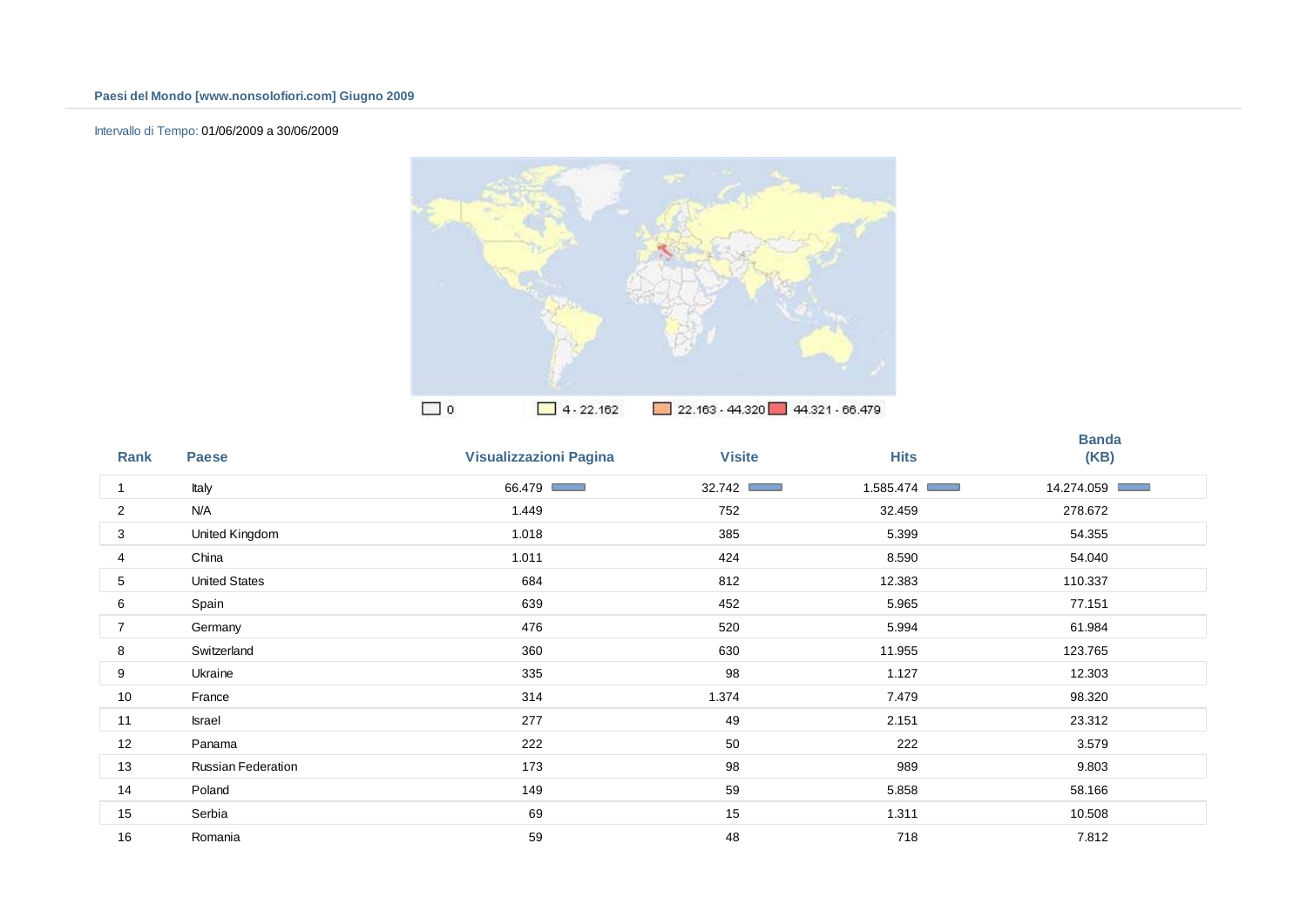**Paesi del Mondo [www.nonsolofiori.com] Giugno 2009**

Intervallo di Tempo: 01/06/2009 a 30/06/2009

0 | 4 - 22.162 | 22.163 - 44.320 | 44.321 - 66.479

| Rank | Paese | Visualizzazioni Pagina | Visite | Hits | Banda (KB) |
|---|---|---|---|---|---|
| 1 | Italy | 66.479 | 32.742 | 1.585.474 | 14.274.059 |
| 2 | N/A | 1.449 | 752 | 32.459 | 278.672 |
| 3 | United Kingdom | 1.018 | 385 | 5.399 | 54.355 |
| 4 | China | 1.011 | 424 | 8.590 | 54.040 |
| 5 | United States | 684 | 812 | 12.383 | 110.337 |
| 6 | Spain | 639 | 452 | 5.965 | 77.151 |
| 7 | Germany | 476 | 520 | 5.994 | 61.984 |
| 8 | Switzerland | 360 | 630 | 11.955 | 123.765 |
| 9 | Ukraine | 335 | 98 | 1.127 | 12.303 |
| 10 | France | 314 | 1.374 | 7.479 | 98.320 |
| 11 | Israel | 277 | 49 | 2.151 | 23.312 |
| 12 | Panama | 222 | 50 | 222 | 3.579 |
| 13 | Russian Federation | 173 | 98 | 989 | 9.803 |
| 14 | Poland | 149 | 59 | 5.858 | 58.166 |
| 15 | Serbia | 69 | 15 | 1.311 | 10.508 |
| 16 | Romania | 59 | 48 | 718 | 7.812 |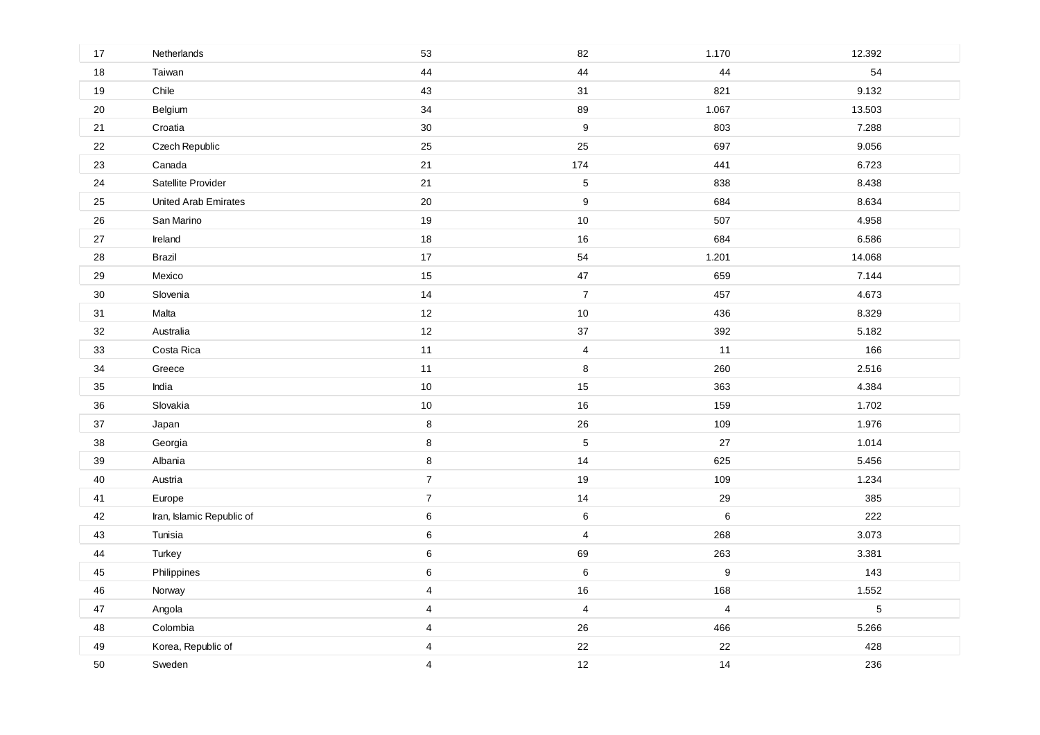| | | | | | |
|---|---|---|---|---|---|
| 17 | Netherlands | 53 | 82 | 1.170 | 12.392 |
| 18 | Taiwan | 44 | 44 | 44 | 54 |
| 19 | Chile | 43 | 31 | 821 | 9.132 |
| 20 | Belgium | 34 | 89 | 1.067 | 13.503 |
| 21 | Croatia | 30 | 9 | 803 | 7.288 |
| 22 | Czech Republic | 25 | 25 | 697 | 9.056 |
| 23 | Canada | 21 | 174 | 441 | 6.723 |
| 24 | Satellite Provider | 21 | 5 | 838 | 8.438 |
| 25 | United Arab Emirates | 20 | 9 | 684 | 8.634 |
| 26 | San Marino | 19 | 10 | 507 | 4.958 |
| 27 | Ireland | 18 | 16 | 684 | 6.586 |
| 28 | Brazil | 17 | 54 | 1.201 | 14.068 |
| 29 | Mexico | 15 | 47 | 659 | 7.144 |
| 30 | Slovenia | 14 | 7 | 457 | 4.673 |
| 31 | Malta | 12 | 10 | 436 | 8.329 |
| 32 | Australia | 12 | 37 | 392 | 5.182 |
| 33 | Costa Rica | 11 | 4 | 11 | 166 |
| 34 | Greece | 11 | 8 | 260 | 2.516 |
| 35 | India | 10 | 15 | 363 | 4.384 |
| 36 | Slovakia | 10 | 16 | 159 | 1.702 |
| 37 | Japan | 8 | 26 | 109 | 1.976 |
| 38 | Georgia | 8 | 5 | 27 | 1.014 |
| 39 | Albania | 8 | 14 | 625 | 5.456 |
| 40 | Austria | 7 | 19 | 109 | 1.234 |
| 41 | Europe | 7 | 14 | 29 | 385 |
| 42 | Iran, Islamic Republic of | 6 | 6 | 6 | 222 |
| 43 | Tunisia | 6 | 4 | 268 | 3.073 |
| 44 | Turkey | 6 | 69 | 263 | 3.381 |
| 45 | Philippines | 6 | 6 | 9 | 143 |
| 46 | Norway | 4 | 16 | 168 | 1.552 |
| 47 | Angola | 4 | 4 | 4 | 5 |
| 48 | Colombia | 4 | 26 | 466 | 5.266 |
| 49 | Korea, Republic of | 4 | 22 | 22 | 428 |
| 50 | Sweden | 4 | 12 | 14 | 236 |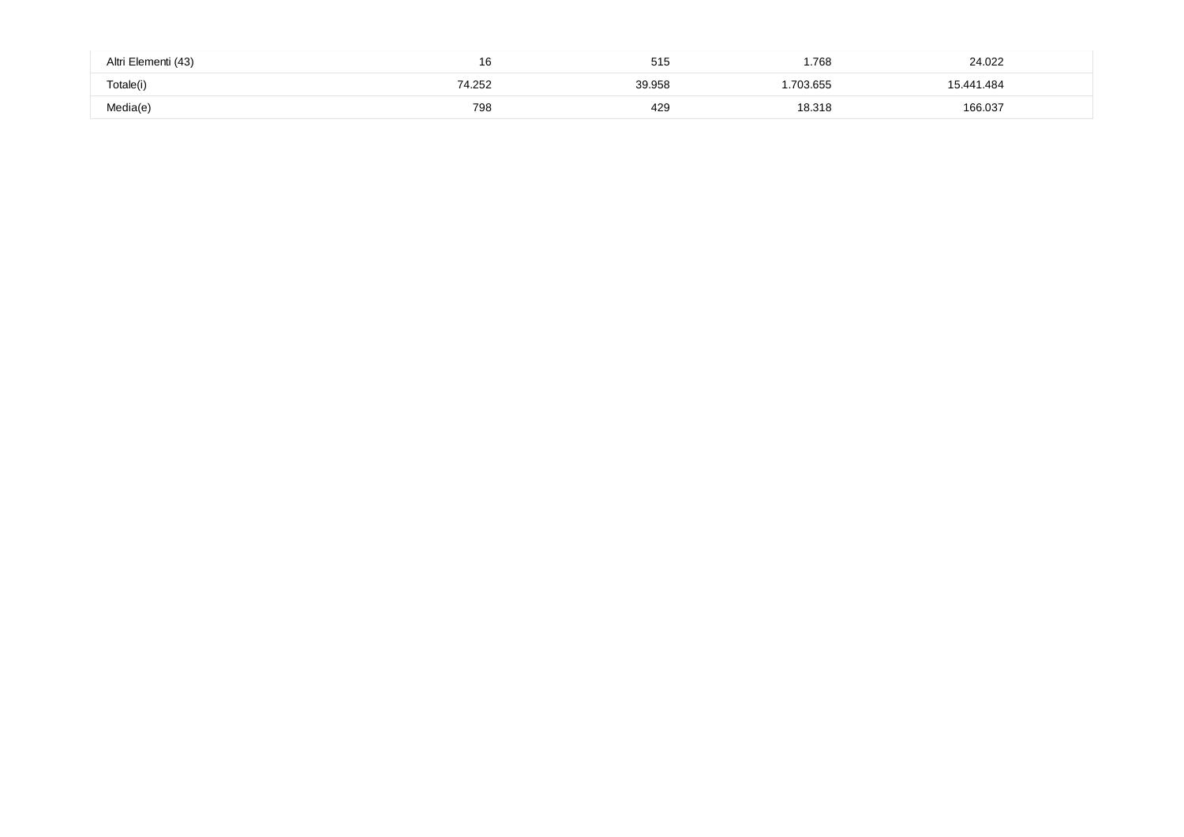| | | | | |
|---|---|---|---|---|
| Altri Elementi (43) | 16 | 515 | 1.768 | 24.022 |
| Totale(i) | 74.252 | 39.958 | 1.703.655 | 15.441.484 |
| Media(e) | 798 | 429 | 18.318 | 166.037 |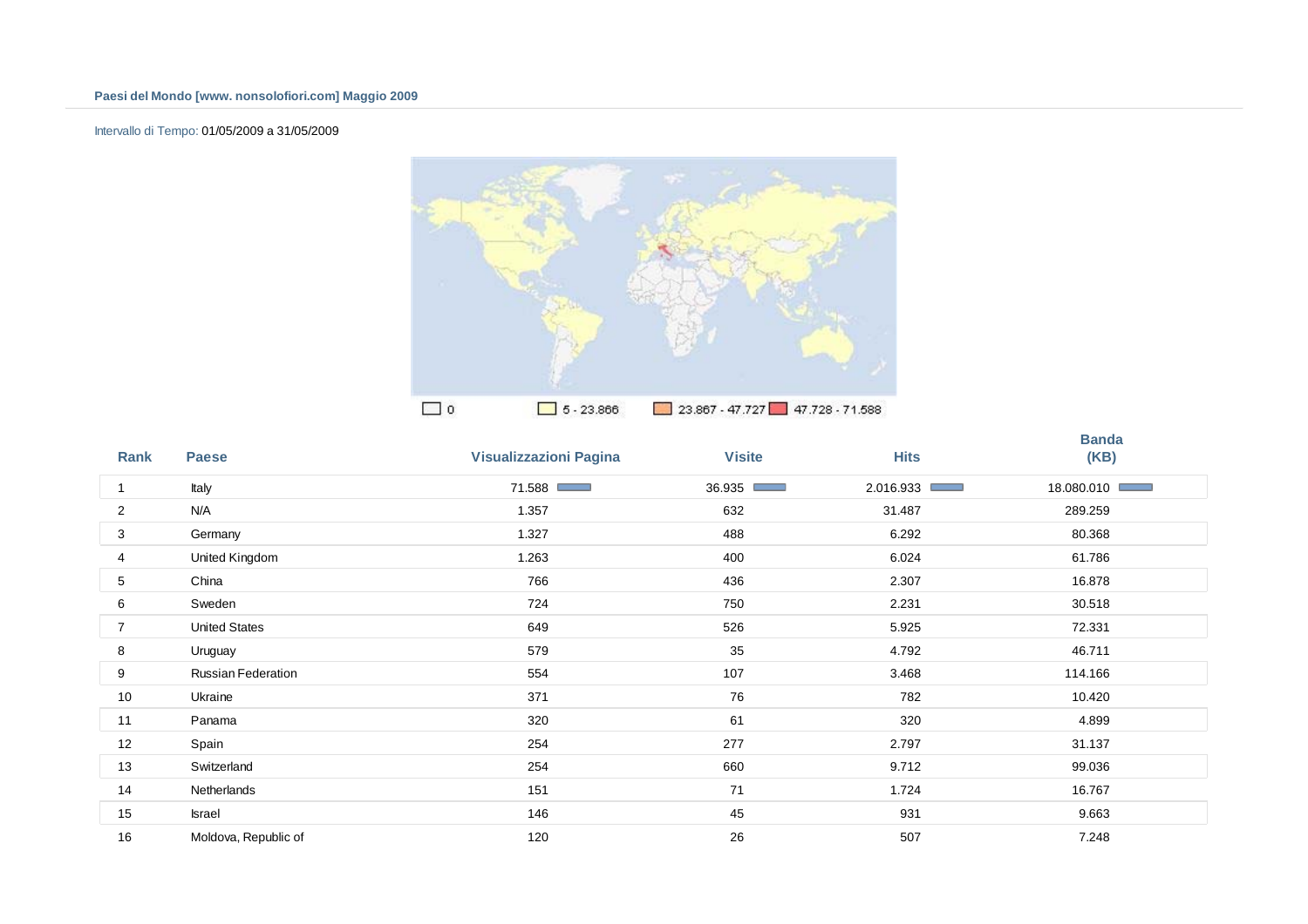**Paesi del Mondo [www. nonsolofiori.com] Maggio 2009**

Intervallo di Tempo: 01/05/2009 a 31/05/2009

0 | 5 - 23.866 | 23.867 - 47.727 | 47.728 - 71.588

| Rank | Paese | Visualizzazioni Pagina | Visite | Hits | Banda (KB) |
|---|---|---|---|---|---|
| 1 | Italy | 71.588 | 36.935 | 2.016.933 | 18.080.010 |
| 2 | N/A | 1.357 | 632 | 31.487 | 289.259 |
| 3 | Germany | 1.327 | 488 | 6.292 | 80.368 |
| 4 | United Kingdom | 1.263 | 400 | 6.024 | 61.786 |
| 5 | China | 766 | 436 | 2.307 | 16.878 |
| 6 | Sweden | 724 | 750 | 2.231 | 30.518 |
| 7 | United States | 649 | 526 | 5.925 | 72.331 |
| 8 | Uruguay | 579 | 35 | 4.792 | 46.711 |
| 9 | Russian Federation | 554 | 107 | 3.468 | 114.166 |
| 10 | Ukraine | 371 | 76 | 782 | 10.420 |
| 11 | Panama | 320 | 61 | 320 | 4.899 |
| 12 | Spain | 254 | 277 | 2.797 | 31.137 |
| 13 | Switzerland | 254 | 660 | 9.712 | 99.036 |
| 14 | Netherlands | 151 | 71 | 1.724 | 16.767 |
| 15 | Israel | 146 | 45 | 931 | 9.663 |
| 16 | Moldova, Republic of | 120 | 26 | 507 | 7.248 |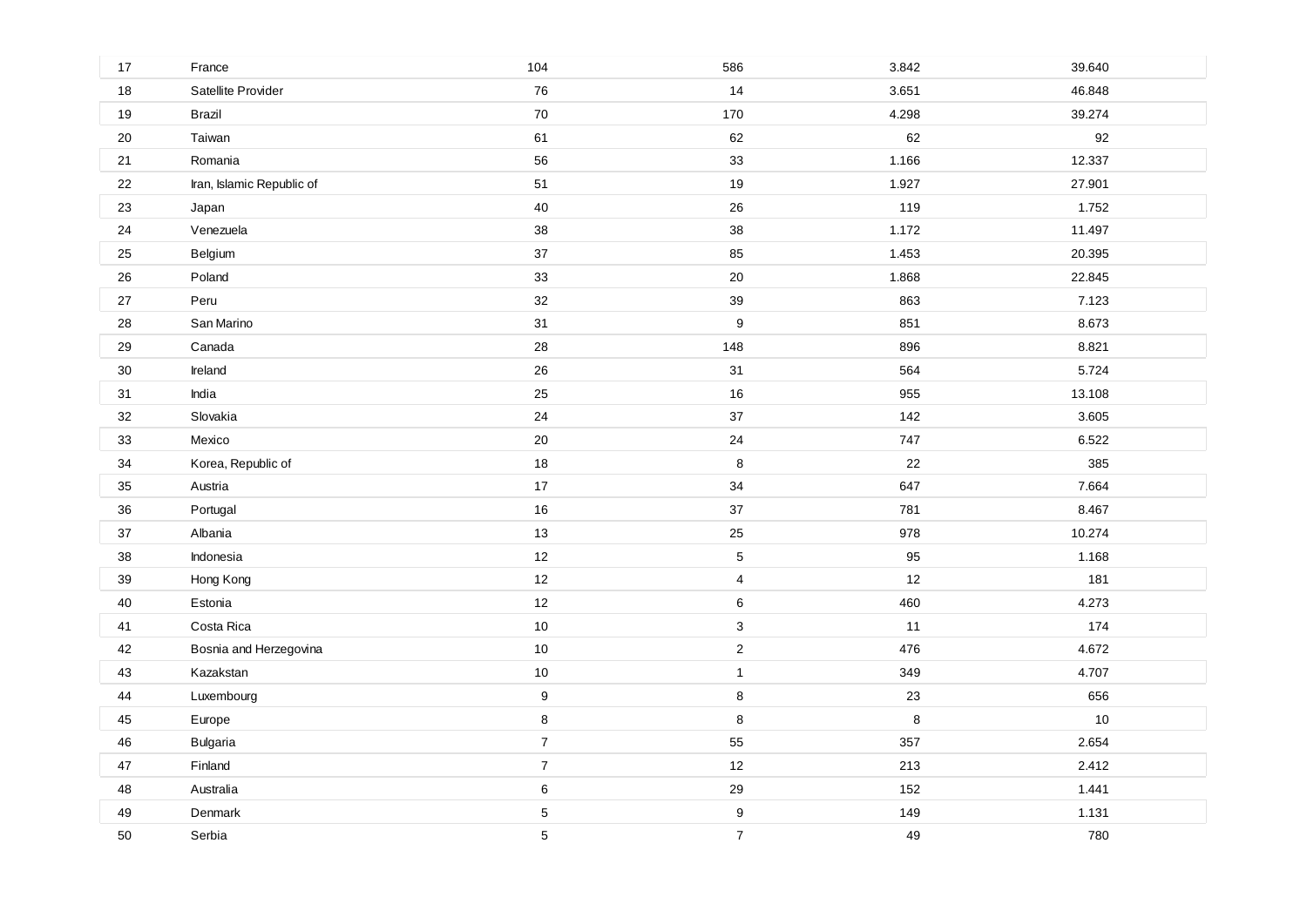| | | | | | |
|---|---|---|---|---|---|
| 17 | France | 104 | 586 | 3.842 | 39.640 |
| 18 | Satellite Provider | 76 | 14 | 3.651 | 46.848 |
| 19 | Brazil | 70 | 170 | 4.298 | 39.274 |
| 20 | Taiwan | 61 | 62 | 62 | 92 |
| 21 | Romania | 56 | 33 | 1.166 | 12.337 |
| 22 | Iran, Islamic Republic of | 51 | 19 | 1.927 | 27.901 |
| 23 | Japan | 40 | 26 | 119 | 1.752 |
| 24 | Venezuela | 38 | 38 | 1.172 | 11.497 |
| 25 | Belgium | 37 | 85 | 1.453 | 20.395 |
| 26 | Poland | 33 | 20 | 1.868 | 22.845 |
| 27 | Peru | 32 | 39 | 863 | 7.123 |
| 28 | San Marino | 31 | 9 | 851 | 8.673 |
| 29 | Canada | 28 | 148 | 896 | 8.821 |
| 30 | Ireland | 26 | 31 | 564 | 5.724 |
| 31 | India | 25 | 16 | 955 | 13.108 |
| 32 | Slovakia | 24 | 37 | 142 | 3.605 |
| 33 | Mexico | 20 | 24 | 747 | 6.522 |
| 34 | Korea, Republic of | 18 | 8 | 22 | 385 |
| 35 | Austria | 17 | 34 | 647 | 7.664 |
| 36 | Portugal | 16 | 37 | 781 | 8.467 |
| 37 | Albania | 13 | 25 | 978 | 10.274 |
| 38 | Indonesia | 12 | 5 | 95 | 1.168 |
| 39 | Hong Kong | 12 | 4 | 12 | 181 |
| 40 | Estonia | 12 | 6 | 460 | 4.273 |
| 41 | Costa Rica | 10 | 3 | 11 | 174 |
| 42 | Bosnia and Herzegovina | 10 | 2 | 476 | 4.672 |
| 43 | Kazakstan | 10 | 1 | 349 | 4.707 |
| 44 | Luxembourg | 9 | 8 | 23 | 656 |
| 45 | Europe | 8 | 8 | 8 | 10 |
| 46 | Bulgaria | 7 | 55 | 357 | 2.654 |
| 47 | Finland | 7 | 12 | 213 | 2.412 |
| 48 | Australia | 6 | 29 | 152 | 1.441 |
| 49 | Denmark | 5 | 9 | 149 | 1.131 |
| 50 | Serbia | 5 | 7 | 49 | 780 |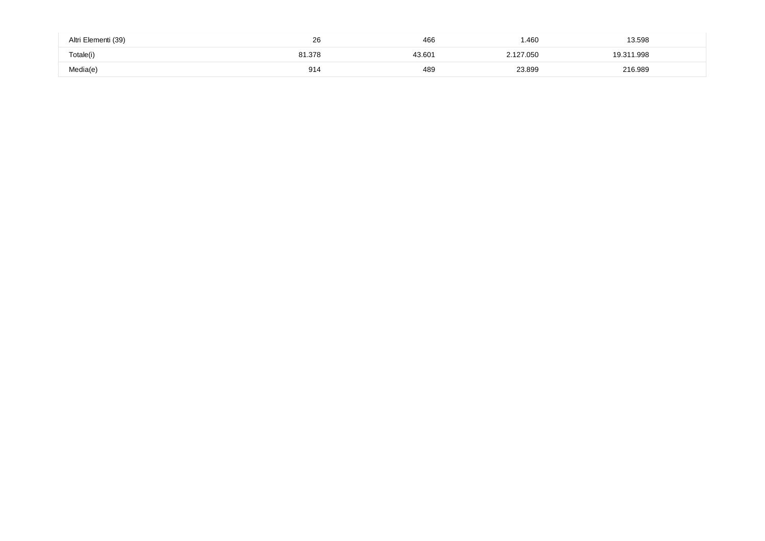| | | | | |
|---|---|---|---|---|
| Altri Elementi (39) | 26 | 466 | 1.460 | 13.598 |
| Totale(i) | 81.378 | 43.601 | 2.127.050 | 19.311.998 |
| Media(e) | 914 | 489 | 23.899 | 216.989 |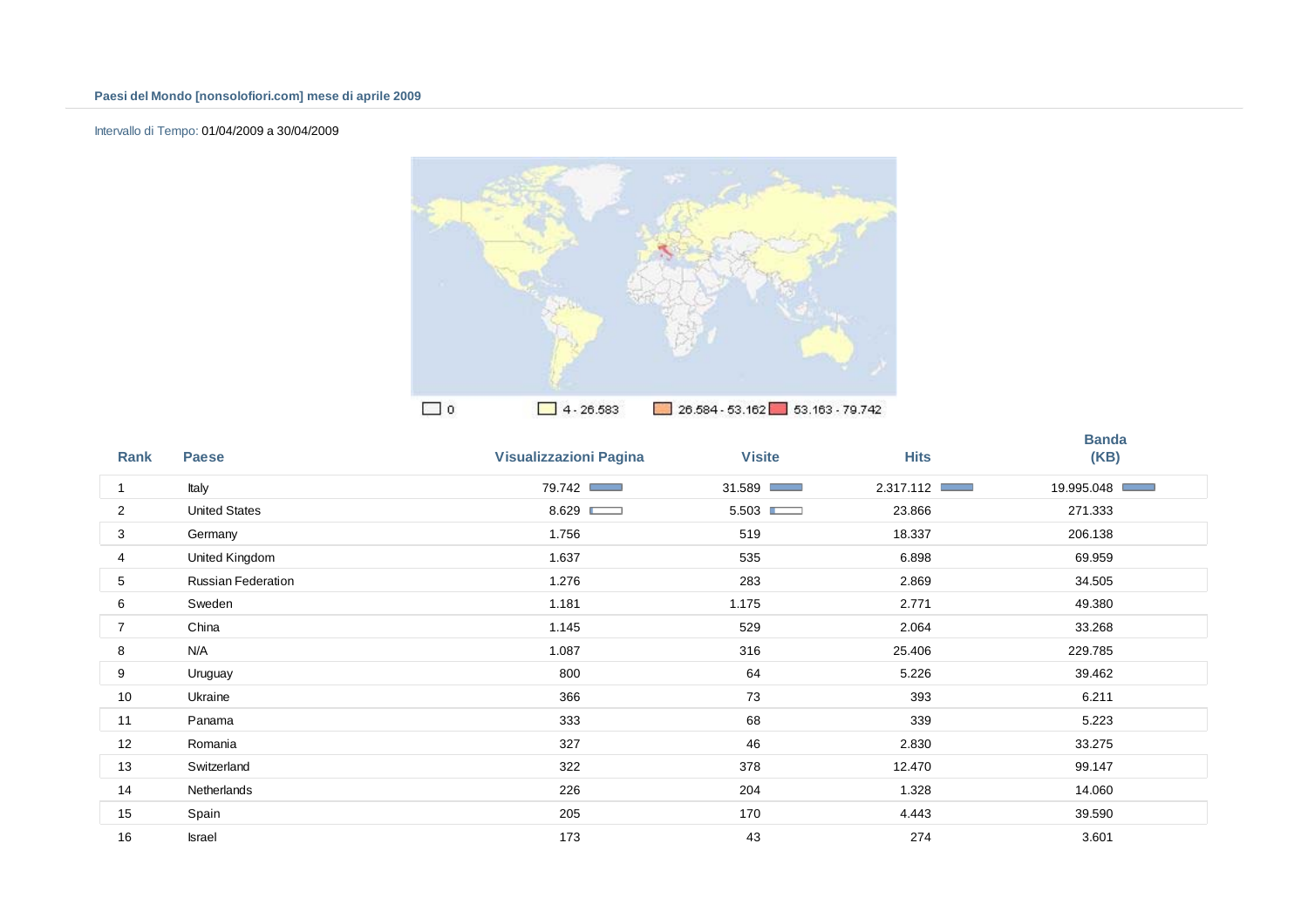**Paesi del Mondo [nonsolofiori.com] mese di aprile 2009**

Intervallo di Tempo: 01/04/2009 a 30/04/2009

| Rank | Paese | Visualizzazioni Pagina | Visite | Hits | Banda (KB) |
|---|---|---|---|---|---|
| 1 | Italy | 79.742 | 31.589 | 2.317.112 | 19.995.048 |
| 2 | United States | 8.629 | 5.503 | 23.866 | 271.333 |
| 3 | Germany | 1.756 | 519 | 18.337 | 206.138 |
| 4 | United Kingdom | 1.637 | 535 | 6.898 | 69.959 |
| 5 | Russian Federation | 1.276 | 283 | 2.869 | 34.505 |
| 6 | Sweden | 1.181 | 1.175 | 2.771 | 49.380 |
| 7 | China | 1.145 | 529 | 2.064 | 33.268 |
| 8 | N/A | 1.087 | 316 | 25.406 | 229.785 |
| 9 | Uruguay | 800 | 64 | 5.226 | 39.462 |
| 10 | Ukraine | 366 | 73 | 393 | 6.211 |
| 11 | Panama | 333 | 68 | 339 | 5.223 |
| 12 | Romania | 327 | 46 | 2.830 | 33.275 |
| 13 | Switzerland | 322 | 378 | 12.470 | 99.147 |
| 14 | Netherlands | 226 | 204 | 1.328 | 14.060 |
| 15 | Spain | 205 | 170 | 4.443 | 39.590 |
| 16 | Israel | 173 | 43 | 274 | 3.601 |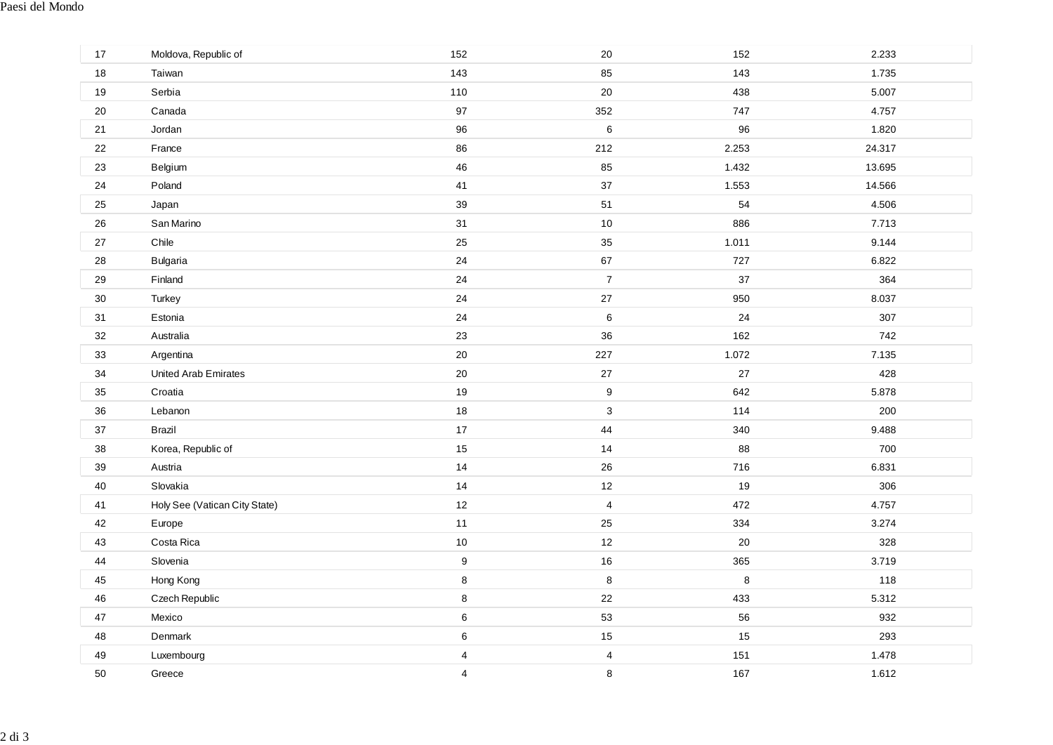| | | | | | |
|---|---|---|---|---|---|
| 17 | Moldova, Republic of | 152 | 20 | 152 | 2.233 |
| 18 | Taiwan | 143 | 85 | 143 | 1.735 |
| 19 | Serbia | 110 | 20 | 438 | 5.007 |
| 20 | Canada | 97 | 352 | 747 | 4.757 |
| 21 | Jordan | 96 | 6 | 96 | 1.820 |
| 22 | France | 86 | 212 | 2.253 | 24.317 |
| 23 | Belgium | 46 | 85 | 1.432 | 13.695 |
| 24 | Poland | 41 | 37 | 1.553 | 14.566 |
| 25 | Japan | 39 | 51 | 54 | 4.506 |
| 26 | San Marino | 31 | 10 | 886 | 7.713 |
| 27 | Chile | 25 | 35 | 1.011 | 9.144 |
| 28 | Bulgaria | 24 | 67 | 727 | 6.822 |
| 29 | Finland | 24 | 7 | 37 | 364 |
| 30 | Turkey | 24 | 27 | 950 | 8.037 |
| 31 | Estonia | 24 | 6 | 24 | 307 |
| 32 | Australia | 23 | 36 | 162 | 742 |
| 33 | Argentina | 20 | 227 | 1.072 | 7.135 |
| 34 | United Arab Emirates | 20 | 27 | 27 | 428 |
| 35 | Croatia | 19 | 9 | 642 | 5.878 |
| 36 | Lebanon | 18 | 3 | 114 | 200 |
| 37 | Brazil | 17 | 44 | 340 | 9.488 |
| 38 | Korea, Republic of | 15 | 14 | 88 | 700 |
| 39 | Austria | 14 | 26 | 716 | 6.831 |
| 40 | Slovakia | 14 | 12 | 19 | 306 |
| 41 | Holy See (Vatican City State) | 12 | 4 | 472 | 4.757 |
| 42 | Europe | 11 | 25 | 334 | 3.274 |
| 43 | Costa Rica | 10 | 12 | 20 | 328 |
| 44 | Slovenia | 9 | 16 | 365 | 3.719 |
| 45 | Hong Kong | 8 | 8 | 8 | 118 |
| 46 | Czech Republic | 8 | 22 | 433 | 5.312 |
| 47 | Mexico | 6 | 53 | 56 | 932 |
| 48 | Denmark | 6 | 15 | 15 | 293 |
| 49 | Luxembourg | 4 | 4 | 151 | 1.478 |
| 50 | Greece | 4 | 8 | 167 | 1.612 |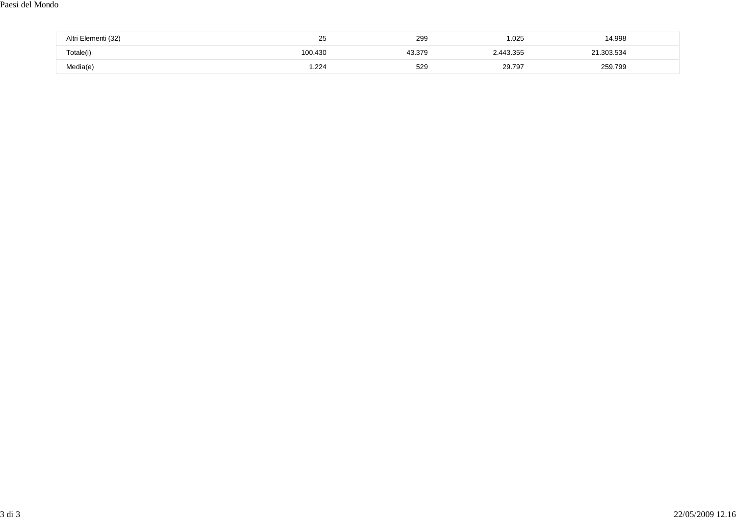| | | | | |
|---|---|---|---|---|
| Altri Elementi (32) | 25 | 299 | 1.025 | 14.998 |
| Totale(i) | 100.430 | 43.379 | 2.443.355 | 21.303.534 |
| Media(e) | 1.224 | 529 | 29.797 | 259.799 |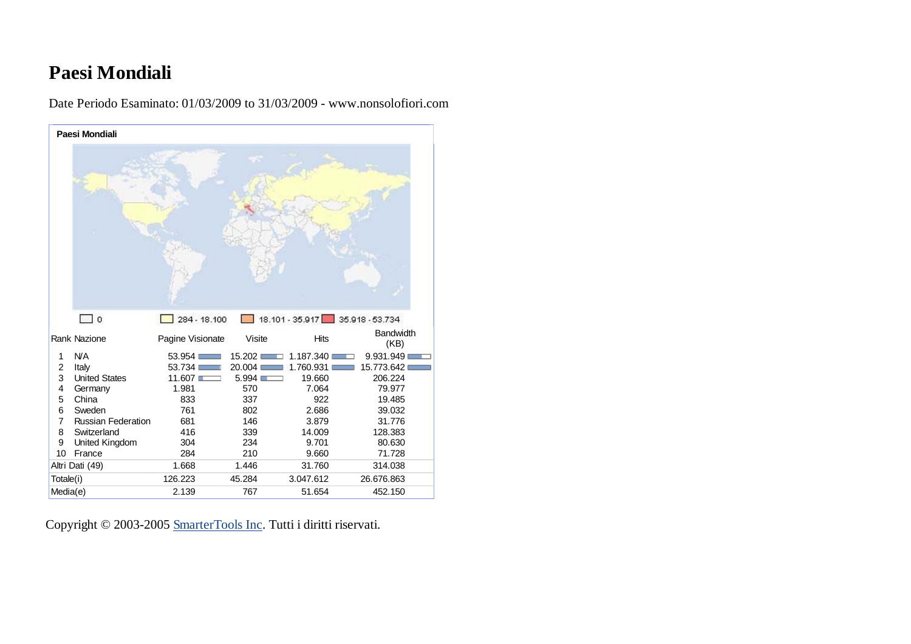# Paesi Mondiali

Date Periodo Esaminato: 01/03/2009 to 31/03/2009 - www.nonsolofiori.com

**Paesi Mondiali**

0 | 284 - 18.100 | 18.101 - 35.917 | 35.918 - 53.734

| Rank | Nazione | Pagine Visionate | Visite | Hits | Bandwidth (KB) |
|---|---|---|---|---|---|
| 1 | N/A | 53.954 | 15.202 | 1.187.340 | 9.931.949 |
| 2 | Italy | 53.734 | 20.004 | 1.760.931 | 15.773.642 |
| 3 | United States | 11.607 | 5.994 | 19.660 | 206.224 |
| 4 | Germany | 1.981 | 570 | 7.064 | 79.977 |
| 5 | China | 833 | 337 | 922 | 19.485 |
| 6 | Sweden | 761 | 802 | 2.686 | 39.032 |
| 7 | Russian Federation | 681 | 146 | 3.879 | 31.776 |
| 8 | Switzerland | 416 | 339 | 14.009 | 128.383 |
| 9 | United Kingdom | 304 | 234 | 9.701 | 80.630 |
| 10 | France | 284 | 210 | 9.660 | 71.728 |
| Altri Dati (49) | | 1.668 | 1.446 | 31.760 | 314.038 |
| Totale(i) | | 126.223 | 45.284 | 3.047.612 | 26.676.863 |
| Media(e) | | 2.139 | 767 | 51.654 | 452.150 |

Copyright © 2003-2005 SmarterTools Inc. Tutti i diritti riservati.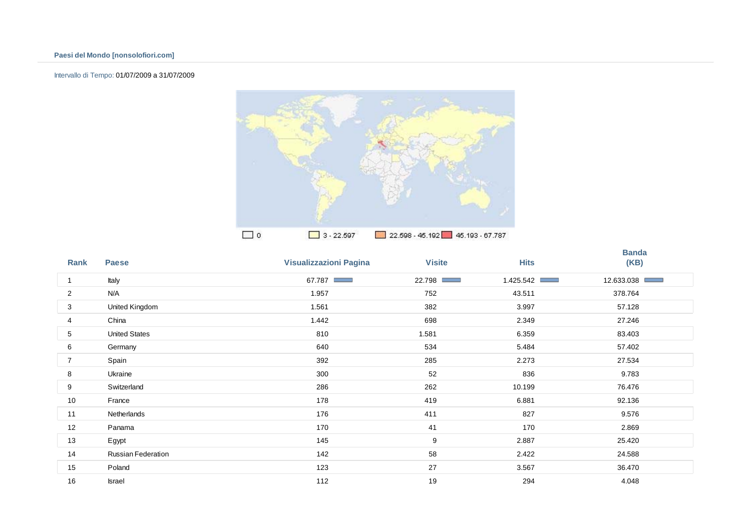**Paesi del Mondo [nonsolofiori.com]**

Intervallo di Tempo: 01/07/2009 a 31/07/2009

0 | 3 - 22.597 | 22.598 - 45.192 | 45.193 - 67.787

| Rank | Paese | Visualizzazioni Pagina | Visite | Hits | Banda (KB) |
|---|---|---|---|---|---|
| 1 | Italy | 67.787 | 22.798 | 1.425.542 | 12.633.038 |
| 2 | N/A | 1.957 | 752 | 43.511 | 378.764 |
| 3 | United Kingdom | 1.561 | 382 | 3.997 | 57.128 |
| 4 | China | 1.442 | 698 | 2.349 | 27.246 |
| 5 | United States | 810 | 1.581 | 6.359 | 83.403 |
| 6 | Germany | 640 | 534 | 5.484 | 57.402 |
| 7 | Spain | 392 | 285 | 2.273 | 27.534 |
| 8 | Ukraine | 300 | 52 | 836 | 9.783 |
| 9 | Switzerland | 286 | 262 | 10.199 | 76.476 |
| 10 | France | 178 | 419 | 6.881 | 92.136 |
| 11 | Netherlands | 176 | 411 | 827 | 9.576 |
| 12 | Panama | 170 | 41 | 170 | 2.869 |
| 13 | Egypt | 145 | 9 | 2.887 | 25.420 |
| 14 | Russian Federation | 142 | 58 | 2.422 | 24.588 |
| 15 | Poland | 123 | 27 | 3.567 | 36.470 |
| 16 | Israel | 112 | 19 | 294 | 4.048 |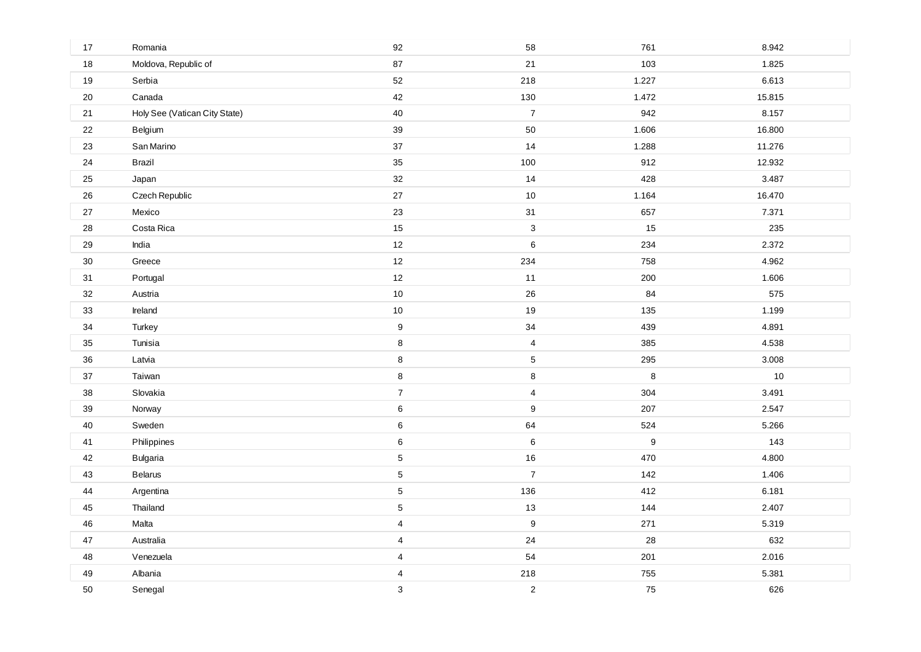| | | | | | |
|---|---|---|---|---|---|
| 17 | Romania | 92 | 58 | 761 | 8.942 |
| 18 | Moldova, Republic of | 87 | 21 | 103 | 1.825 |
| 19 | Serbia | 52 | 218 | 1.227 | 6.613 |
| 20 | Canada | 42 | 130 | 1.472 | 15.815 |
| 21 | Holy See (Vatican City State) | 40 | 7 | 942 | 8.157 |
| 22 | Belgium | 39 | 50 | 1.606 | 16.800 |
| 23 | San Marino | 37 | 14 | 1.288 | 11.276 |
| 24 | Brazil | 35 | 100 | 912 | 12.932 |
| 25 | Japan | 32 | 14 | 428 | 3.487 |
| 26 | Czech Republic | 27 | 10 | 1.164 | 16.470 |
| 27 | Mexico | 23 | 31 | 657 | 7.371 |
| 28 | Costa Rica | 15 | 3 | 15 | 235 |
| 29 | India | 12 | 6 | 234 | 2.372 |
| 30 | Greece | 12 | 234 | 758 | 4.962 |
| 31 | Portugal | 12 | 11 | 200 | 1.606 |
| 32 | Austria | 10 | 26 | 84 | 575 |
| 33 | Ireland | 10 | 19 | 135 | 1.199 |
| 34 | Turkey | 9 | 34 | 439 | 4.891 |
| 35 | Tunisia | 8 | 4 | 385 | 4.538 |
| 36 | Latvia | 8 | 5 | 295 | 3.008 |
| 37 | Taiwan | 8 | 8 | 8 | 10 |
| 38 | Slovakia | 7 | 4 | 304 | 3.491 |
| 39 | Norway | 6 | 9 | 207 | 2.547 |
| 40 | Sweden | 6 | 64 | 524 | 5.266 |
| 41 | Philippines | 6 | 6 | 9 | 143 |
| 42 | Bulgaria | 5 | 16 | 470 | 4.800 |
| 43 | Belarus | 5 | 7 | 142 | 1.406 |
| 44 | Argentina | 5 | 136 | 412 | 6.181 |
| 45 | Thailand | 5 | 13 | 144 | 2.407 |
| 46 | Malta | 4 | 9 | 271 | 5.319 |
| 47 | Australia | 4 | 24 | 28 | 632 |
| 48 | Venezuela | 4 | 54 | 201 | 2.016 |
| 49 | Albania | 4 | 218 | 755 | 5.381 |
| 50 | Senegal | 3 | 2 | 75 | 626 |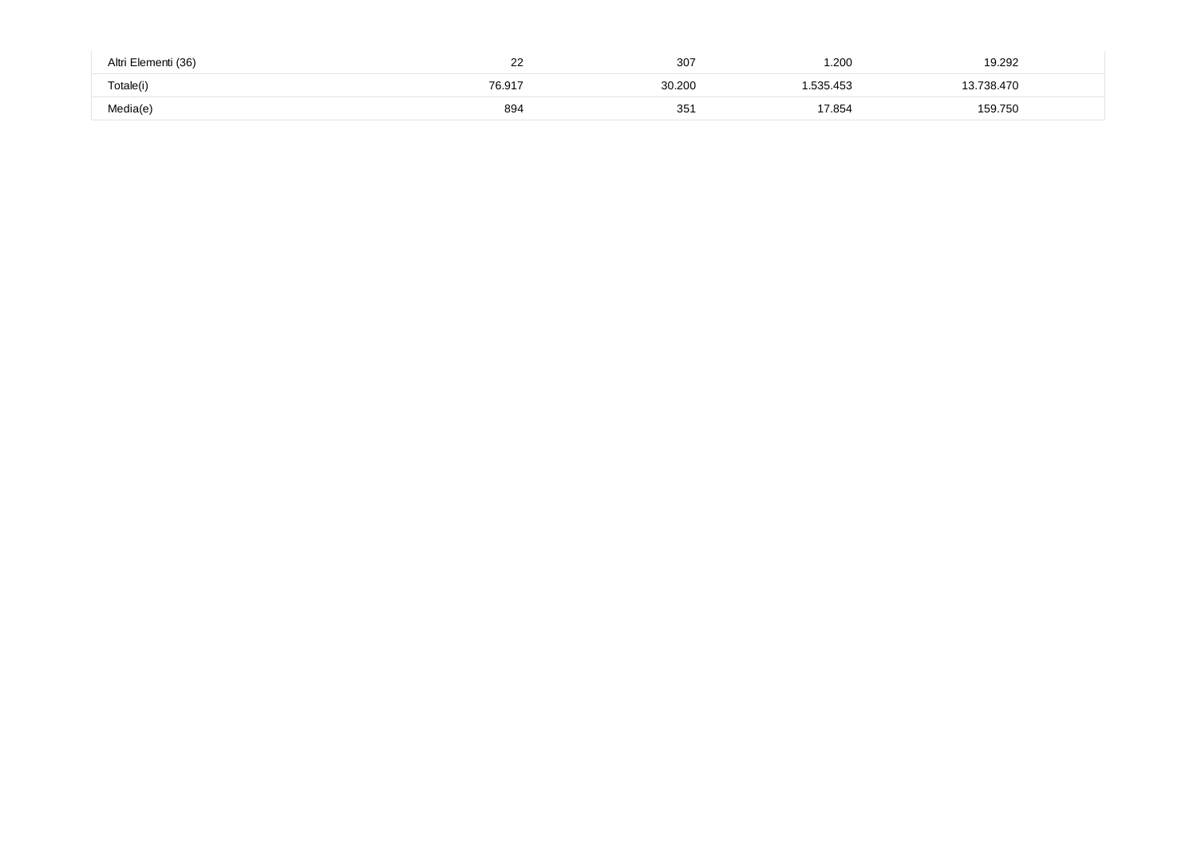| | | | | |
|---|---|---|---|---|
| Altri Elementi (36) | 22 | 307 | 1.200 | 19.292 |
| Totale(i) | 76.917 | 30.200 | 1.535.453 | 13.738.470 |
| Media(e) | 894 | 351 | 17.854 | 159.750 |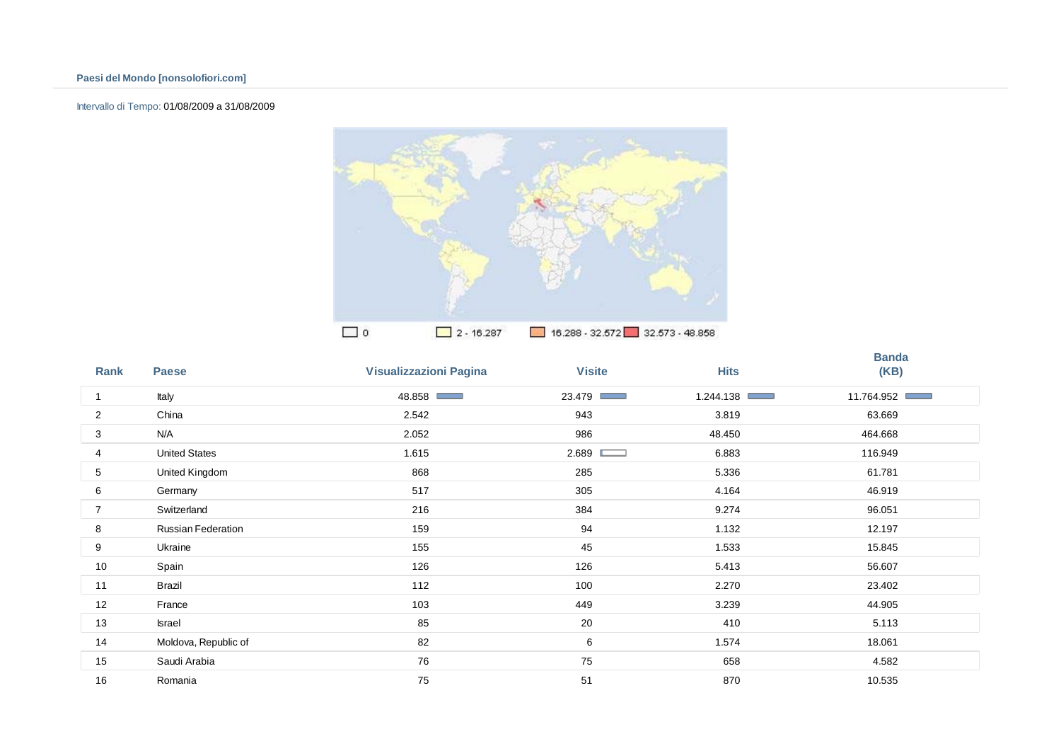**Paesi del Mondo [nonsolofiori.com]**

Intervallo di Tempo: 01/08/2009 a 31/08/2009

0 | 2 - 16.287 | 16.288 - 32.572 | 32.573 - 48.858

| Rank | Paese | Visualizzazioni Pagina | Visite | Hits | Banda (KB) |
|---|---|---|---|---|---|
| 1 | Italy | 48.858 | 23.479 | 1.244.138 | 11.764.952 |
| 2 | China | 2.542 | 943 | 3.819 | 63.669 |
| 3 | N/A | 2.052 | 986 | 48.450 | 464.668 |
| 4 | United States | 1.615 | 2.689 | 6.883 | 116.949 |
| 5 | United Kingdom | 868 | 285 | 5.336 | 61.781 |
| 6 | Germany | 517 | 305 | 4.164 | 46.919 |
| 7 | Switzerland | 216 | 384 | 9.274 | 96.051 |
| 8 | Russian Federation | 159 | 94 | 1.132 | 12.197 |
| 9 | Ukraine | 155 | 45 | 1.533 | 15.845 |
| 10 | Spain | 126 | 126 | 5.413 | 56.607 |
| 11 | Brazil | 112 | 100 | 2.270 | 23.402 |
| 12 | France | 103 | 449 | 3.239 | 44.905 |
| 13 | Israel | 85 | 20 | 410 | 5.113 |
| 14 | Moldova, Republic of | 82 | 6 | 1.574 | 18.061 |
| 15 | Saudi Arabia | 76 | 75 | 658 | 4.582 |
| 16 | Romania | 75 | 51 | 870 | 10.535 |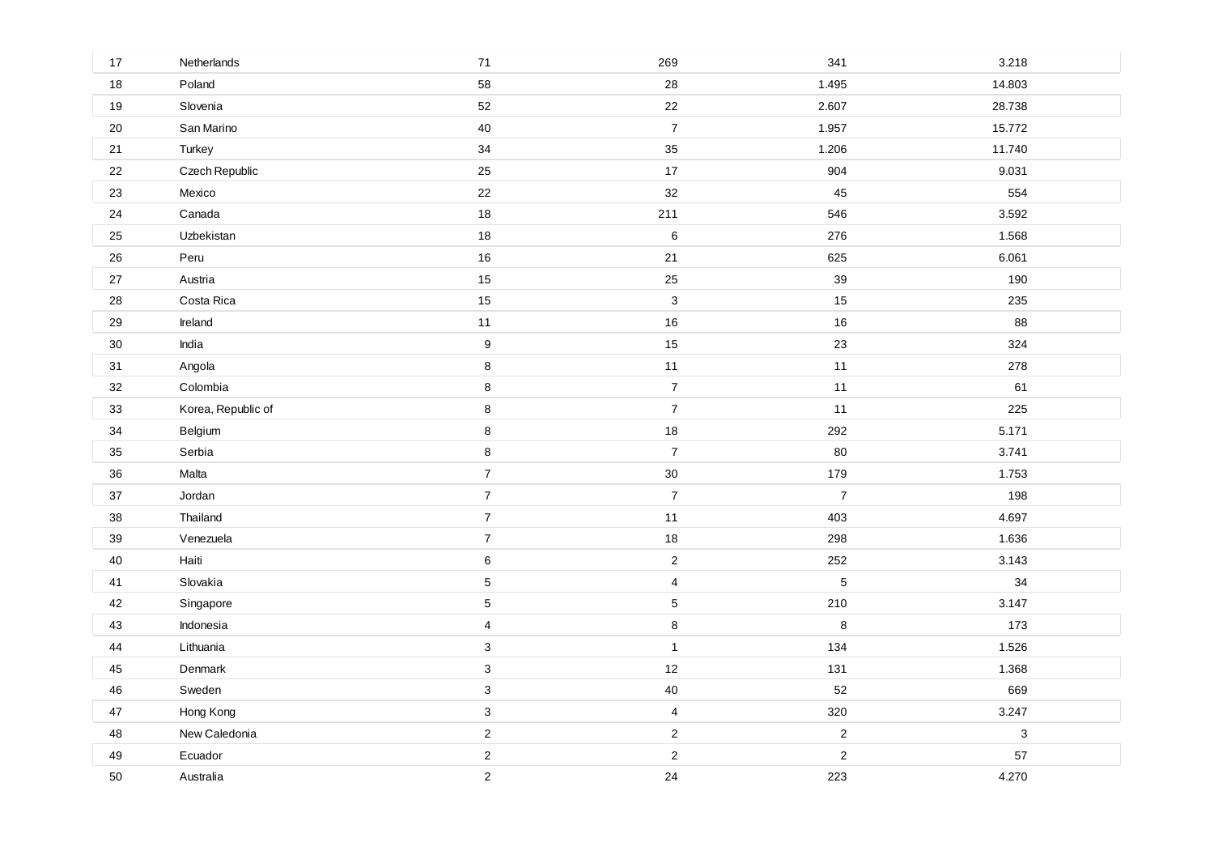| | | | | | |
|---|---|---|---|---|---|
| 17 | Netherlands | 71 | 269 | 341 | 3.218 |
| 18 | Poland | 58 | 28 | 1.495 | 14.803 |
| 19 | Slovenia | 52 | 22 | 2.607 | 28.738 |
| 20 | San Marino | 40 | 7 | 1.957 | 15.772 |
| 21 | Turkey | 34 | 35 | 1.206 | 11.740 |
| 22 | Czech Republic | 25 | 17 | 904 | 9.031 |
| 23 | Mexico | 22 | 32 | 45 | 554 |
| 24 | Canada | 18 | 211 | 546 | 3.592 |
| 25 | Uzbekistan | 18 | 6 | 276 | 1.568 |
| 26 | Peru | 16 | 21 | 625 | 6.061 |
| 27 | Austria | 15 | 25 | 39 | 190 |
| 28 | Costa Rica | 15 | 3 | 15 | 235 |
| 29 | Ireland | 11 | 16 | 16 | 88 |
| 30 | India | 9 | 15 | 23 | 324 |
| 31 | Angola | 8 | 11 | 11 | 278 |
| 32 | Colombia | 8 | 7 | 11 | 61 |
| 33 | Korea, Republic of | 8 | 7 | 11 | 225 |
| 34 | Belgium | 8 | 18 | 292 | 5.171 |
| 35 | Serbia | 8 | 7 | 80 | 3.741 |
| 36 | Malta | 7 | 30 | 179 | 1.753 |
| 37 | Jordan | 7 | 7 | 7 | 198 |
| 38 | Thailand | 7 | 11 | 403 | 4.697 |
| 39 | Venezuela | 7 | 18 | 298 | 1.636 |
| 40 | Haiti | 6 | 2 | 252 | 3.143 |
| 41 | Slovakia | 5 | 4 | 5 | 34 |
| 42 | Singapore | 5 | 5 | 210 | 3.147 |
| 43 | Indonesia | 4 | 8 | 8 | 173 |
| 44 | Lithuania | 3 | 1 | 134 | 1.526 |
| 45 | Denmark | 3 | 12 | 131 | 1.368 |
| 46 | Sweden | 3 | 40 | 52 | 669 |
| 47 | Hong Kong | 3 | 4 | 320 | 3.247 |
| 48 | New Caledonia | 2 | 2 | 2 | 3 |
| 49 | Ecuador | 2 | 2 | 2 | 57 |
| 50 | Australia | 2 | 24 | 223 | 4.270 |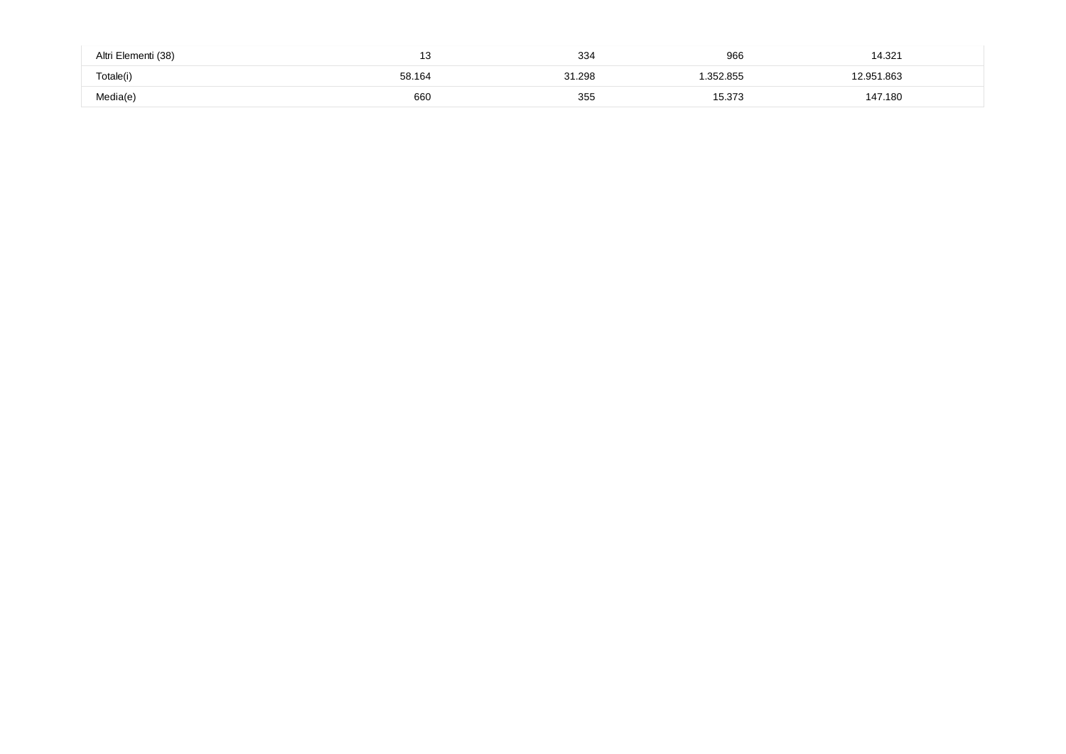| | | | | |
|---|---|---|---|---|
| Altri Elementi (38) | 13 | 334 | 966 | 14.321 |
| Totale(i) | 58.164 | 31.298 | 1.352.855 | 12.951.863 |
| Media(e) | 660 | 355 | 15.373 | 147.180 |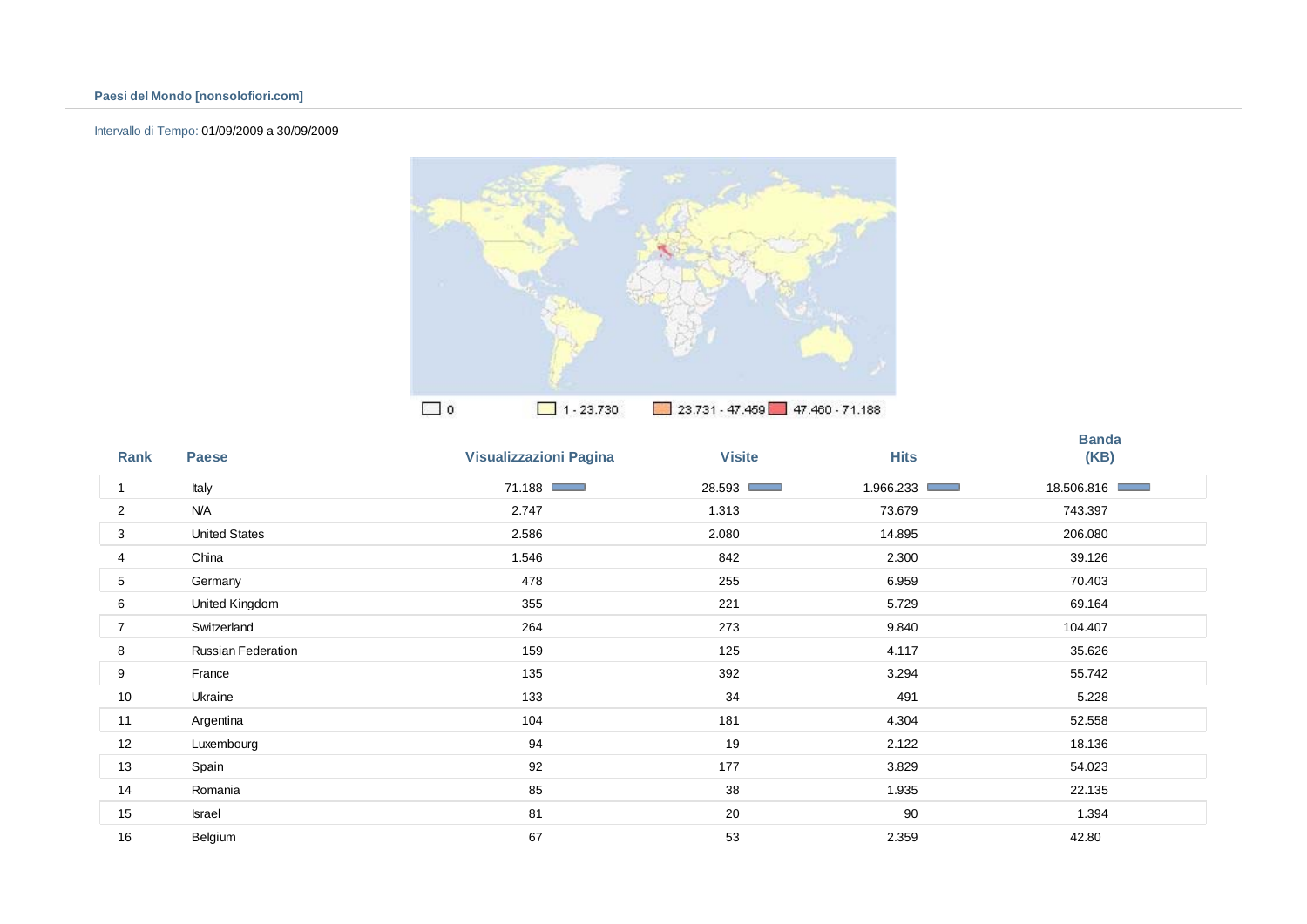**Paesi del Mondo [nonsolofiori.com]**

Intervallo di Tempo: 01/09/2009 a 30/09/2009

0 | 1 - 23.730 | 23.731 - 47.459 | 47.460 - 71.188

| Rank | Paese | Visualizzazioni Pagina | Visite | Hits | Banda (KB) |
|---|---|---|---|---|---|
| 1 | Italy | 71.188 | 28.593 | 1.966.233 | 18.506.816 |
| 2 | N/A | 2.747 | 1.313 | 73.679 | 743.397 |
| 3 | United States | 2.586 | 2.080 | 14.895 | 206.080 |
| 4 | China | 1.546 | 842 | 2.300 | 39.126 |
| 5 | Germany | 478 | 255 | 6.959 | 70.403 |
| 6 | United Kingdom | 355 | 221 | 5.729 | 69.164 |
| 7 | Switzerland | 264 | 273 | 9.840 | 104.407 |
| 8 | Russian Federation | 159 | 125 | 4.117 | 35.626 |
| 9 | France | 135 | 392 | 3.294 | 55.742 |
| 10 | Ukraine | 133 | 34 | 491 | 5.228 |
| 11 | Argentina | 104 | 181 | 4.304 | 52.558 |
| 12 | Luxembourg | 94 | 19 | 2.122 | 18.136 |
| 13 | Spain | 92 | 177 | 3.829 | 54.023 |
| 14 | Romania | 85 | 38 | 1.935 | 22.135 |
| 15 | Israel | 81 | 20 | 90 | 1.394 |
| 16 | Belgium | 67 | 53 | 2.359 | 42.80 |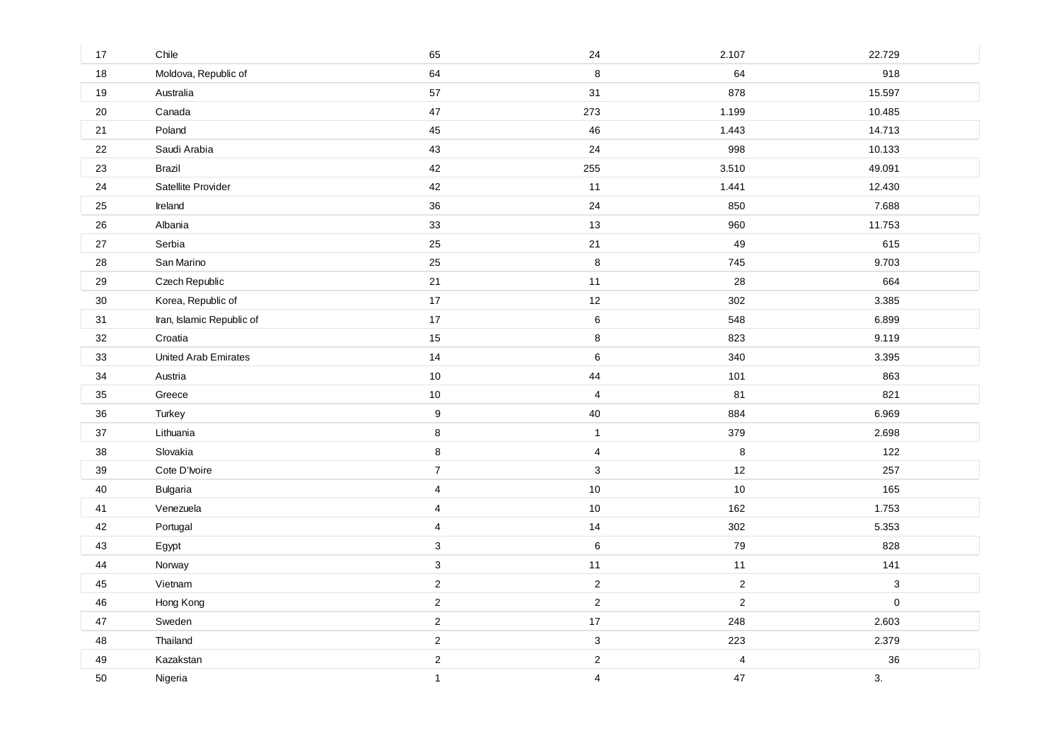| | | | | | |
|---|---|---|---|---|---|
| 17 | Chile | 65 | 24 | 2.107 | 22.729 |
| 18 | Moldova, Republic of | 64 | 8 | 64 | 918 |
| 19 | Australia | 57 | 31 | 878 | 15.597 |
| 20 | Canada | 47 | 273 | 1.199 | 10.485 |
| 21 | Poland | 45 | 46 | 1.443 | 14.713 |
| 22 | Saudi Arabia | 43 | 24 | 998 | 10.133 |
| 23 | Brazil | 42 | 255 | 3.510 | 49.091 |
| 24 | Satellite Provider | 42 | 11 | 1.441 | 12.430 |
| 25 | Ireland | 36 | 24 | 850 | 7.688 |
| 26 | Albania | 33 | 13 | 960 | 11.753 |
| 27 | Serbia | 25 | 21 | 49 | 615 |
| 28 | San Marino | 25 | 8 | 745 | 9.703 |
| 29 | Czech Republic | 21 | 11 | 28 | 664 |
| 30 | Korea, Republic of | 17 | 12 | 302 | 3.385 |
| 31 | Iran, Islamic Republic of | 17 | 6 | 548 | 6.899 |
| 32 | Croatia | 15 | 8 | 823 | 9.119 |
| 33 | United Arab Emirates | 14 | 6 | 340 | 3.395 |
| 34 | Austria | 10 | 44 | 101 | 863 |
| 35 | Greece | 10 | 4 | 81 | 821 |
| 36 | Turkey | 9 | 40 | 884 | 6.969 |
| 37 | Lithuania | 8 | 1 | 379 | 2.698 |
| 38 | Slovakia | 8 | 4 | 8 | 122 |
| 39 | Cote D'Ivoire | 7 | 3 | 12 | 257 |
| 40 | Bulgaria | 4 | 10 | 10 | 165 |
| 41 | Venezuela | 4 | 10 | 162 | 1.753 |
| 42 | Portugal | 4 | 14 | 302 | 5.353 |
| 43 | Egypt | 3 | 6 | 79 | 828 |
| 44 | Norway | 3 | 11 | 11 | 141 |
| 45 | Vietnam | 2 | 2 | 2 | 3 |
| 46 | Hong Kong | 2 | 2 | 2 | 0 |
| 47 | Sweden | 2 | 17 | 248 | 2.603 |
| 48 | Thailand | 2 | 3 | 223 | 2.379 |
| 49 | Kazakstan | 2 | 2 | 4 | 36 |
| 50 | Nigeria | 1 | 4 | 47 | 3. |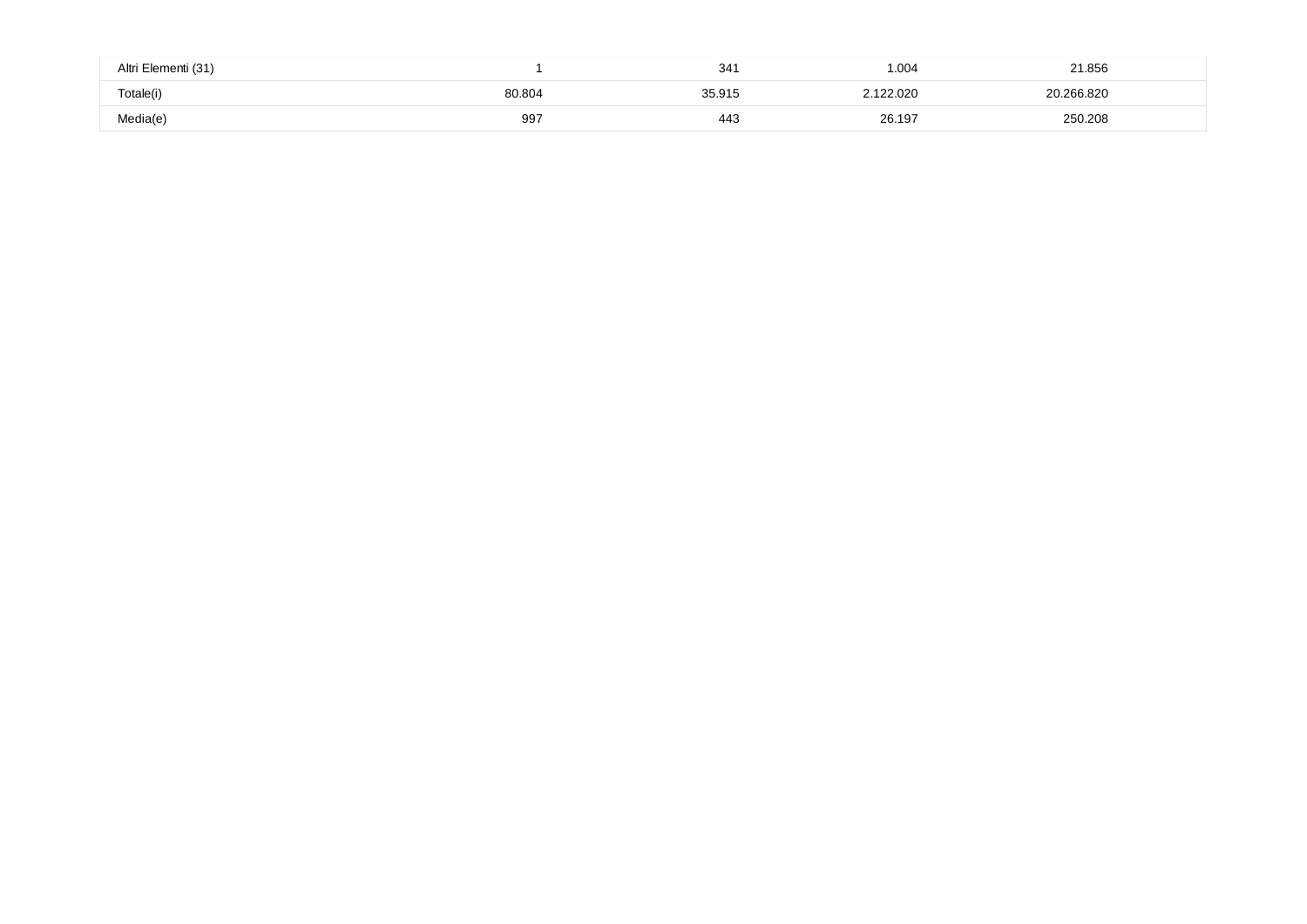| | | | | |
|---|---|---|---|---|
| Altri Elementi (31) | 1 | 341 | 1.004 | 21.856 |
| Totale(i) | 80.804 | 35.915 | 2.122.020 | 20.266.820 |
| Media(e) | 997 | 443 | 26.197 | 250.208 |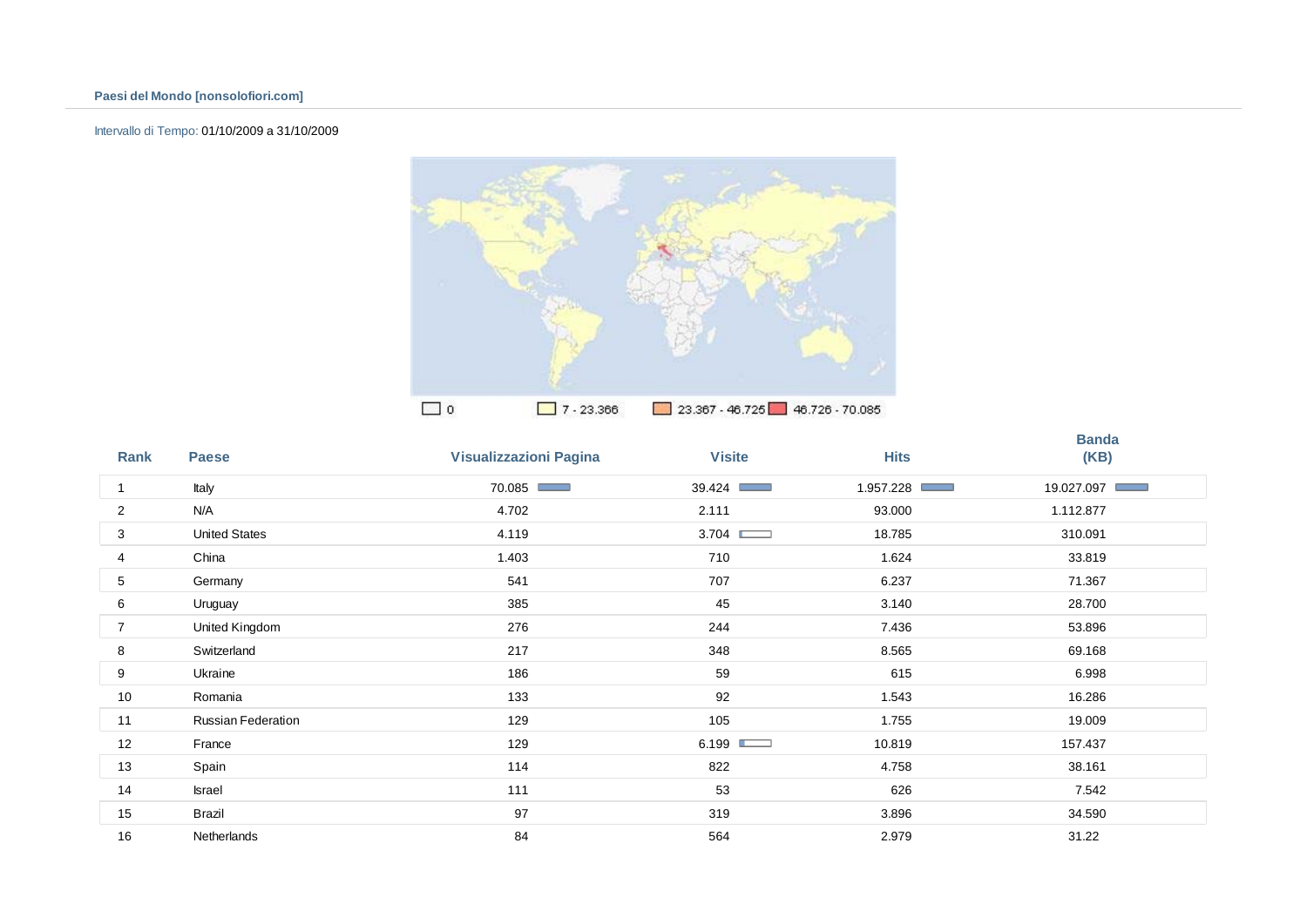**Paesi del Mondo [nonsolofiori.com]**

Intervallo di Tempo: 01/10/2009 a 31/10/2009

0 | 7 - 23.366 | 23.367 - 46.725 | 46.726 - 70.085

| Rank | Paese | Visualizzazioni Pagina | Visite | Hits | Banda (KB) |
|---|---|---|---|---|---|
| 1 | Italy | 70.085 | 39.424 | 1.957.228 | 19.027.097 |
| 2 | N/A | 4.702 | 2.111 | 93.000 | 1.112.877 |
| 3 | United States | 4.119 | 3.704 | 18.785 | 310.091 |
| 4 | China | 1.403 | 710 | 1.624 | 33.819 |
| 5 | Germany | 541 | 707 | 6.237 | 71.367 |
| 6 | Uruguay | 385 | 45 | 3.140 | 28.700 |
| 7 | United Kingdom | 276 | 244 | 7.436 | 53.896 |
| 8 | Switzerland | 217 | 348 | 8.565 | 69.168 |
| 9 | Ukraine | 186 | 59 | 615 | 6.998 |
| 10 | Romania | 133 | 92 | 1.543 | 16.286 |
| 11 | Russian Federation | 129 | 105 | 1.755 | 19.009 |
| 12 | France | 129 | 6.199 | 10.819 | 157.437 |
| 13 | Spain | 114 | 822 | 4.758 | 38.161 |
| 14 | Israel | 111 | 53 | 626 | 7.542 |
| 15 | Brazil | 97 | 319 | 3.896 | 34.590 |
| 16 | Netherlands | 84 | 564 | 2.979 | 31.22 |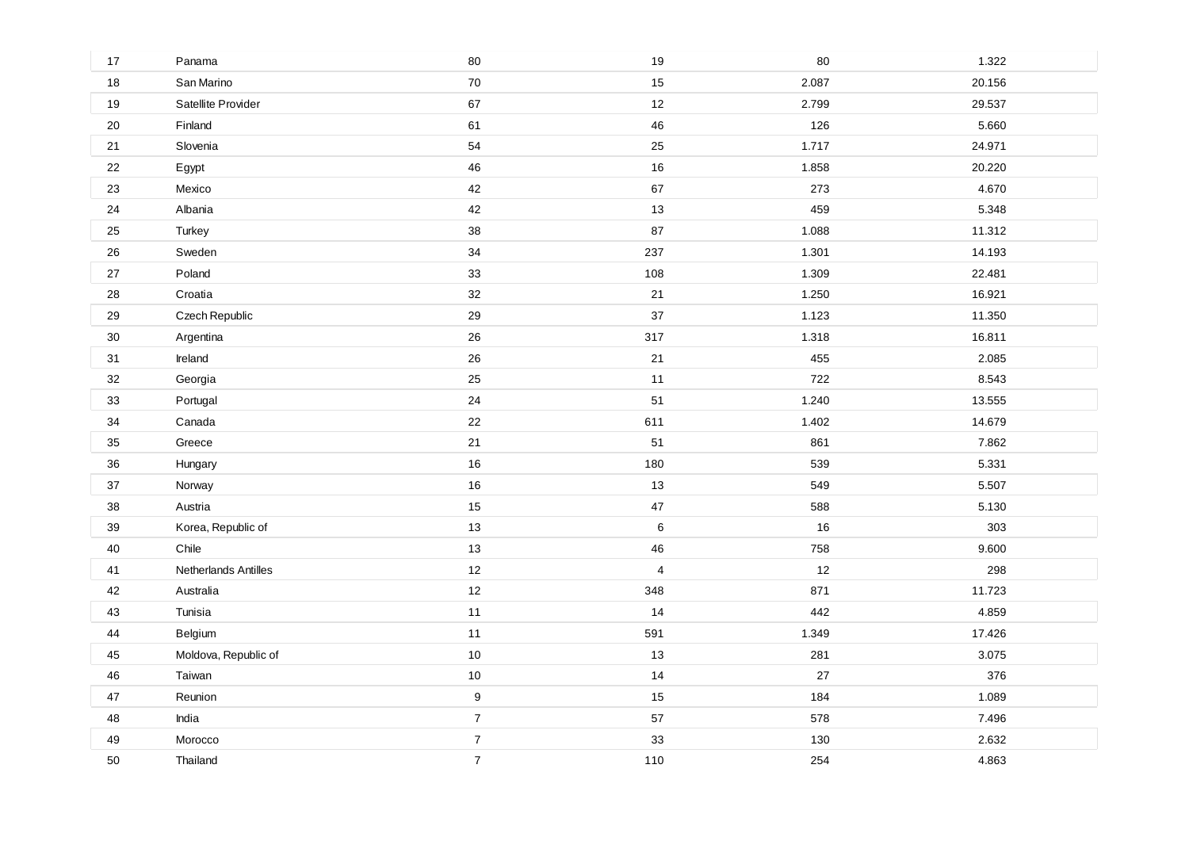| | | | | | |
|---|---|---|---|---|---|
| 17 | Panama | 80 | 19 | 80 | 1.322 |
| 18 | San Marino | 70 | 15 | 2.087 | 20.156 |
| 19 | Satellite Provider | 67 | 12 | 2.799 | 29.537 |
| 20 | Finland | 61 | 46 | 126 | 5.660 |
| 21 | Slovenia | 54 | 25 | 1.717 | 24.971 |
| 22 | Egypt | 46 | 16 | 1.858 | 20.220 |
| 23 | Mexico | 42 | 67 | 273 | 4.670 |
| 24 | Albania | 42 | 13 | 459 | 5.348 |
| 25 | Turkey | 38 | 87 | 1.088 | 11.312 |
| 26 | Sweden | 34 | 237 | 1.301 | 14.193 |
| 27 | Poland | 33 | 108 | 1.309 | 22.481 |
| 28 | Croatia | 32 | 21 | 1.250 | 16.921 |
| 29 | Czech Republic | 29 | 37 | 1.123 | 11.350 |
| 30 | Argentina | 26 | 317 | 1.318 | 16.811 |
| 31 | Ireland | 26 | 21 | 455 | 2.085 |
| 32 | Georgia | 25 | 11 | 722 | 8.543 |
| 33 | Portugal | 24 | 51 | 1.240 | 13.555 |
| 34 | Canada | 22 | 611 | 1.402 | 14.679 |
| 35 | Greece | 21 | 51 | 861 | 7.862 |
| 36 | Hungary | 16 | 180 | 539 | 5.331 |
| 37 | Norway | 16 | 13 | 549 | 5.507 |
| 38 | Austria | 15 | 47 | 588 | 5.130 |
| 39 | Korea, Republic of | 13 | 6 | 16 | 303 |
| 40 | Chile | 13 | 46 | 758 | 9.600 |
| 41 | Netherlands Antilles | 12 | 4 | 12 | 298 |
| 42 | Australia | 12 | 348 | 871 | 11.723 |
| 43 | Tunisia | 11 | 14 | 442 | 4.859 |
| 44 | Belgium | 11 | 591 | 1.349 | 17.426 |
| 45 | Moldova, Republic of | 10 | 13 | 281 | 3.075 |
| 46 | Taiwan | 10 | 14 | 27 | 376 |
| 47 | Reunion | 9 | 15 | 184 | 1.089 |
| 48 | India | 7 | 57 | 578 | 7.496 |
| 49 | Morocco | 7 | 33 | 130 | 2.632 |
| 50 | Thailand | 7 | 110 | 254 | 4.863 |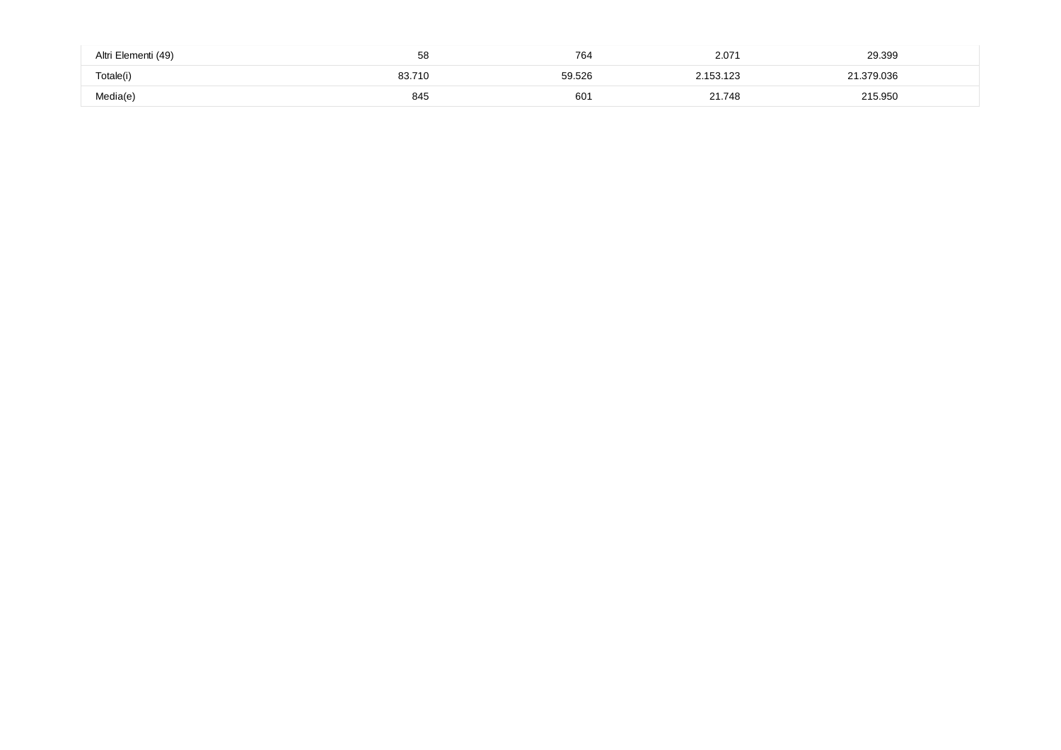| | | | | |
|---|---|---|---|---|
| Altri Elementi (49) | 58 | 764 | 2.071 | 29.399 |
| Totale(i) | 83.710 | 59.526 | 2.153.123 | 21.379.036 |
| Media(e) | 845 | 601 | 21.748 | 215.950 |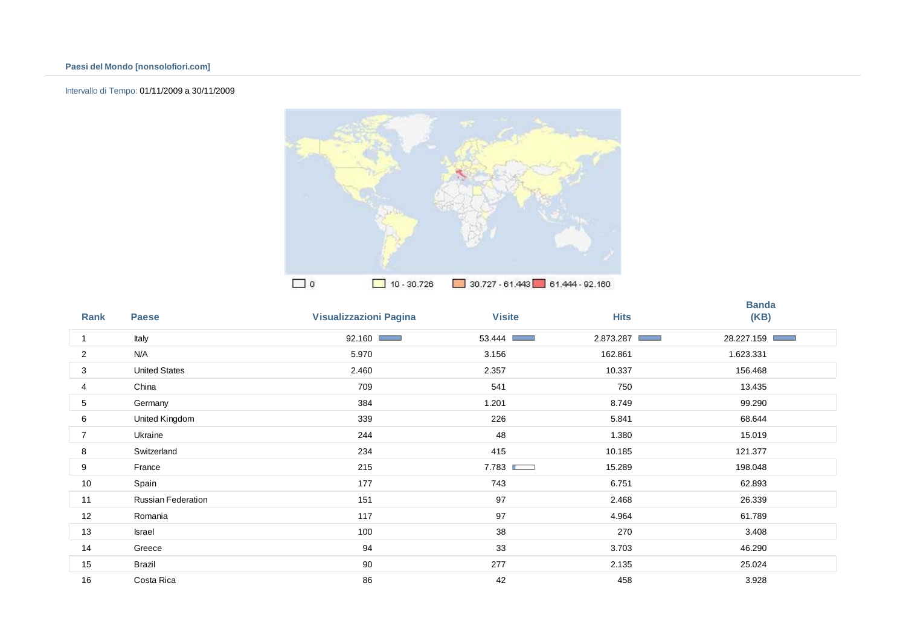**Paesi del Mondo [nonsolofiori.com]**

Intervallo di Tempo: 01/11/2009 a 30/11/2009

0 | 10 - 30.726 | 30.727 - 61.443 | 61.444 - 92.160

| Rank | Paese | Visualizzazioni Pagina | Visite | Hits | Banda (KB) |
|---|---|---|---|---|---|
| 1 | Italy | 92.160 | 53.444 | 2.873.287 | 28.227.159 |
| 2 | N/A | 5.970 | 3.156 | 162.861 | 1.623.331 |
| 3 | United States | 2.460 | 2.357 | 10.337 | 156.468 |
| 4 | China | 709 | 541 | 750 | 13.435 |
| 5 | Germany | 384 | 1.201 | 8.749 | 99.290 |
| 6 | United Kingdom | 339 | 226 | 5.841 | 68.644 |
| 7 | Ukraine | 244 | 48 | 1.380 | 15.019 |
| 8 | Switzerland | 234 | 415 | 10.185 | 121.377 |
| 9 | France | 215 | 7.783 | 15.289 | 198.048 |
| 10 | Spain | 177 | 743 | 6.751 | 62.893 |
| 11 | Russian Federation | 151 | 97 | 2.468 | 26.339 |
| 12 | Romania | 117 | 97 | 4.964 | 61.789 |
| 13 | Israel | 100 | 38 | 270 | 3.408 |
| 14 | Greece | 94 | 33 | 3.703 | 46.290 |
| 15 | Brazil | 90 | 277 | 2.135 | 25.024 |
| 16 | Costa Rica | 86 | 42 | 458 | 3.928 |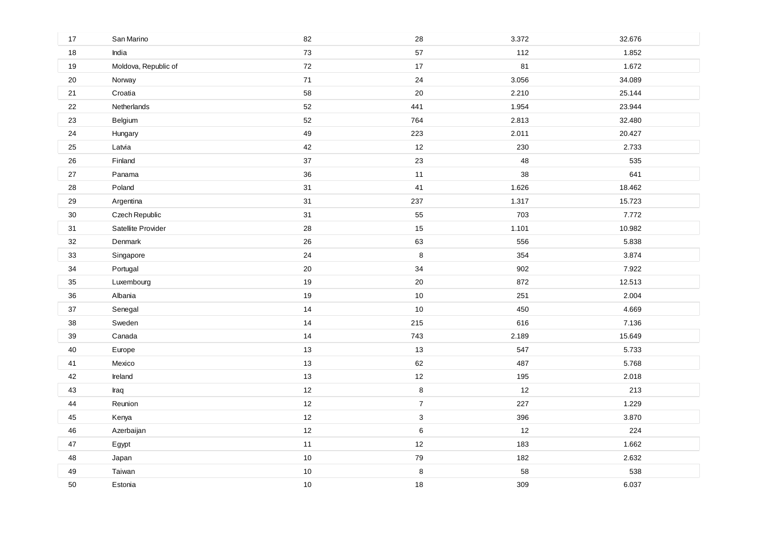| | | | | | |
|---|---|---|---|---|---|
| 17 | San Marino | 82 | 28 | 3.372 | 32.676 |
| 18 | India | 73 | 57 | 112 | 1.852 |
| 19 | Moldova, Republic of | 72 | 17 | 81 | 1.672 |
| 20 | Norway | 71 | 24 | 3.056 | 34.089 |
| 21 | Croatia | 58 | 20 | 2.210 | 25.144 |
| 22 | Netherlands | 52 | 441 | 1.954 | 23.944 |
| 23 | Belgium | 52 | 764 | 2.813 | 32.480 |
| 24 | Hungary | 49 | 223 | 2.011 | 20.427 |
| 25 | Latvia | 42 | 12 | 230 | 2.733 |
| 26 | Finland | 37 | 23 | 48 | 535 |
| 27 | Panama | 36 | 11 | 38 | 641 |
| 28 | Poland | 31 | 41 | 1.626 | 18.462 |
| 29 | Argentina | 31 | 237 | 1.317 | 15.723 |
| 30 | Czech Republic | 31 | 55 | 703 | 7.772 |
| 31 | Satellite Provider | 28 | 15 | 1.101 | 10.982 |
| 32 | Denmark | 26 | 63 | 556 | 5.838 |
| 33 | Singapore | 24 | 8 | 354 | 3.874 |
| 34 | Portugal | 20 | 34 | 902 | 7.922 |
| 35 | Luxembourg | 19 | 20 | 872 | 12.513 |
| 36 | Albania | 19 | 10 | 251 | 2.004 |
| 37 | Senegal | 14 | 10 | 450 | 4.669 |
| 38 | Sweden | 14 | 215 | 616 | 7.136 |
| 39 | Canada | 14 | 743 | 2.189 | 15.649 |
| 40 | Europe | 13 | 13 | 547 | 5.733 |
| 41 | Mexico | 13 | 62 | 487 | 5.768 |
| 42 | Ireland | 13 | 12 | 195 | 2.018 |
| 43 | Iraq | 12 | 8 | 12 | 213 |
| 44 | Reunion | 12 | 7 | 227 | 1.229 |
| 45 | Kenya | 12 | 3 | 396 | 3.870 |
| 46 | Azerbaijan | 12 | 6 | 12 | 224 |
| 47 | Egypt | 11 | 12 | 183 | 1.662 |
| 48 | Japan | 10 | 79 | 182 | 2.632 |
| 49 | Taiwan | 10 | 8 | 58 | 538 |
| 50 | Estonia | 10 | 18 | 309 | 6.037 |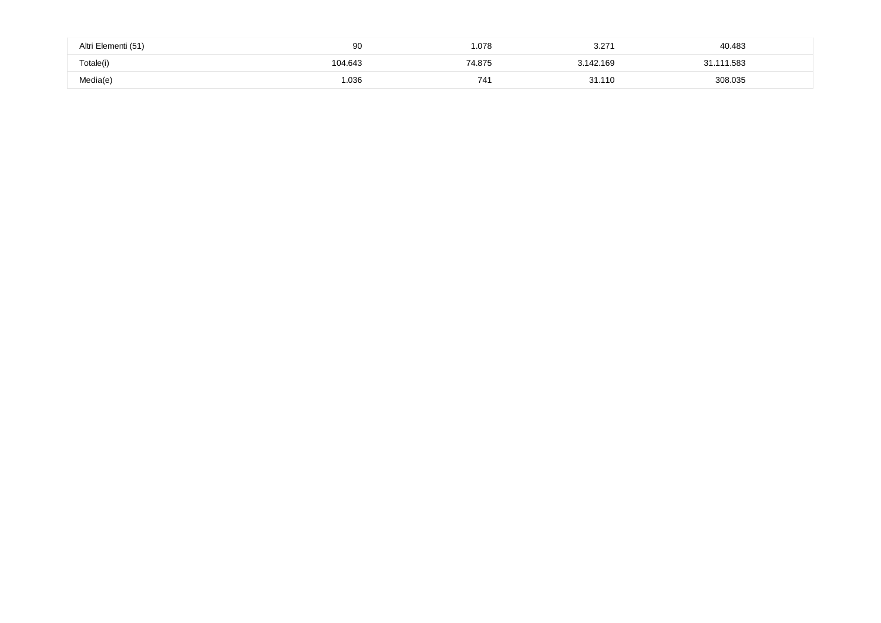| | | | | |
|---|---|---|---|---|
| Altri Elementi (51) | 90 | 1.078 | 3.271 | 40.483 |
| Totale(i) | 104.643 | 74.875 | 3.142.169 | 31.111.583 |
| Media(e) | 1.036 | 741 | 31.110 | 308.035 |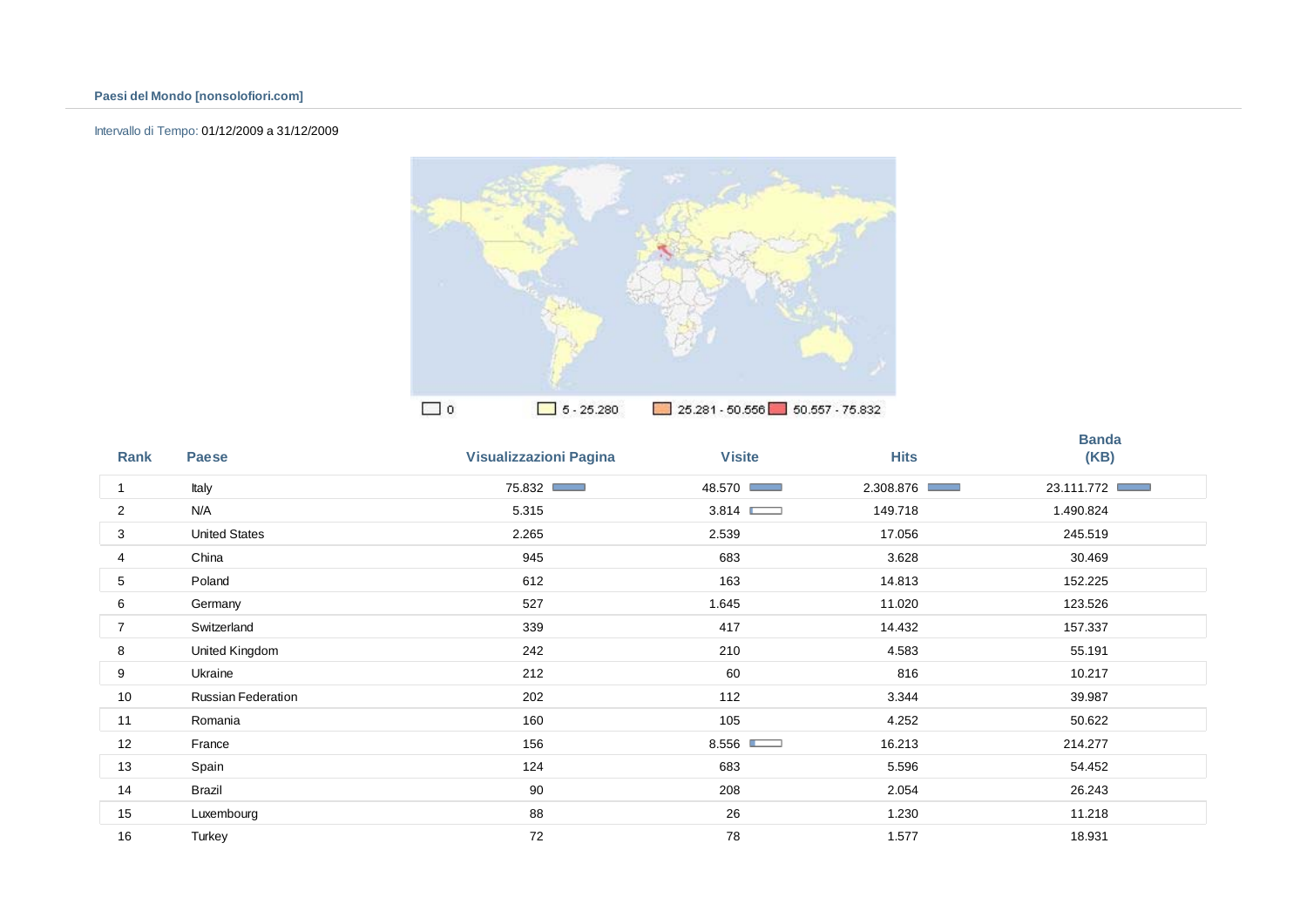**Paesi del Mondo [nonsolofiori.com]**

Intervallo di Tempo: 01/12/2009 a 31/12/2009

0 | 5 - 25.280 | 25.281 - 50.556 | 50.557 - 75.832

| Rank | Paese | Visualizzazioni Pagina | Visite | Hits | Banda (KB) |
|---|---|---|---|---|---|
| 1 | Italy | 75.832 | 48.570 | 2.308.876 | 23.111.772 |
| 2 | N/A | 5.315 | 3.814 | 149.718 | 1.490.824 |
| 3 | United States | 2.265 | 2.539 | 17.056 | 245.519 |
| 4 | China | 945 | 683 | 3.628 | 30.469 |
| 5 | Poland | 612 | 163 | 14.813 | 152.225 |
| 6 | Germany | 527 | 1.645 | 11.020 | 123.526 |
| 7 | Switzerland | 339 | 417 | 14.432 | 157.337 |
| 8 | United Kingdom | 242 | 210 | 4.583 | 55.191 |
| 9 | Ukraine | 212 | 60 | 816 | 10.217 |
| 10 | Russian Federation | 202 | 112 | 3.344 | 39.987 |
| 11 | Romania | 160 | 105 | 4.252 | 50.622 |
| 12 | France | 156 | 8.556 | 16.213 | 214.277 |
| 13 | Spain | 124 | 683 | 5.596 | 54.452 |
| 14 | Brazil | 90 | 208 | 2.054 | 26.243 |
| 15 | Luxembourg | 88 | 26 | 1.230 | 11.218 |
| 16 | Turkey | 72 | 78 | 1.577 | 18.931 |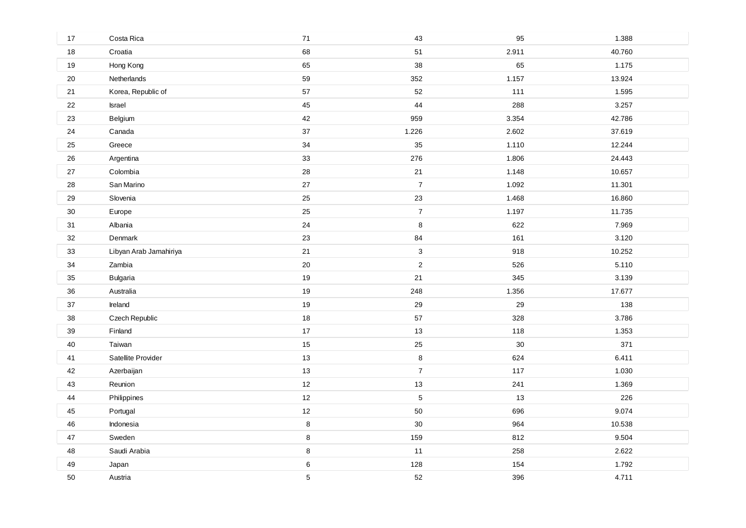| | | | | | |
|---|---|---|---|---|---|
| 17 | Costa Rica | 71 | 43 | 95 | 1.388 |
| 18 | Croatia | 68 | 51 | 2.911 | 40.760 |
| 19 | Hong Kong | 65 | 38 | 65 | 1.175 |
| 20 | Netherlands | 59 | 352 | 1.157 | 13.924 |
| 21 | Korea, Republic of | 57 | 52 | 111 | 1.595 |
| 22 | Israel | 45 | 44 | 288 | 3.257 |
| 23 | Belgium | 42 | 959 | 3.354 | 42.786 |
| 24 | Canada | 37 | 1.226 | 2.602 | 37.619 |
| 25 | Greece | 34 | 35 | 1.110 | 12.244 |
| 26 | Argentina | 33 | 276 | 1.806 | 24.443 |
| 27 | Colombia | 28 | 21 | 1.148 | 10.657 |
| 28 | San Marino | 27 | 7 | 1.092 | 11.301 |
| 29 | Slovenia | 25 | 23 | 1.468 | 16.860 |
| 30 | Europe | 25 | 7 | 1.197 | 11.735 |
| 31 | Albania | 24 | 8 | 622 | 7.969 |
| 32 | Denmark | 23 | 84 | 161 | 3.120 |
| 33 | Libyan Arab Jamahiriya | 21 | 3 | 918 | 10.252 |
| 34 | Zambia | 20 | 2 | 526 | 5.110 |
| 35 | Bulgaria | 19 | 21 | 345 | 3.139 |
| 36 | Australia | 19 | 248 | 1.356 | 17.677 |
| 37 | Ireland | 19 | 29 | 29 | 138 |
| 38 | Czech Republic | 18 | 57 | 328 | 3.786 |
| 39 | Finland | 17 | 13 | 118 | 1.353 |
| 40 | Taiwan | 15 | 25 | 30 | 371 |
| 41 | Satellite Provider | 13 | 8 | 624 | 6.411 |
| 42 | Azerbaijan | 13 | 7 | 117 | 1.030 |
| 43 | Reunion | 12 | 13 | 241 | 1.369 |
| 44 | Philippines | 12 | 5 | 13 | 226 |
| 45 | Portugal | 12 | 50 | 696 | 9.074 |
| 46 | Indonesia | 8 | 30 | 964 | 10.538 |
| 47 | Sweden | 8 | 159 | 812 | 9.504 |
| 48 | Saudi Arabia | 8 | 11 | 258 | 2.622 |
| 49 | Japan | 6 | 128 | 154 | 1.792 |
| 50 | Austria | 5 | 52 | 396 | 4.711 |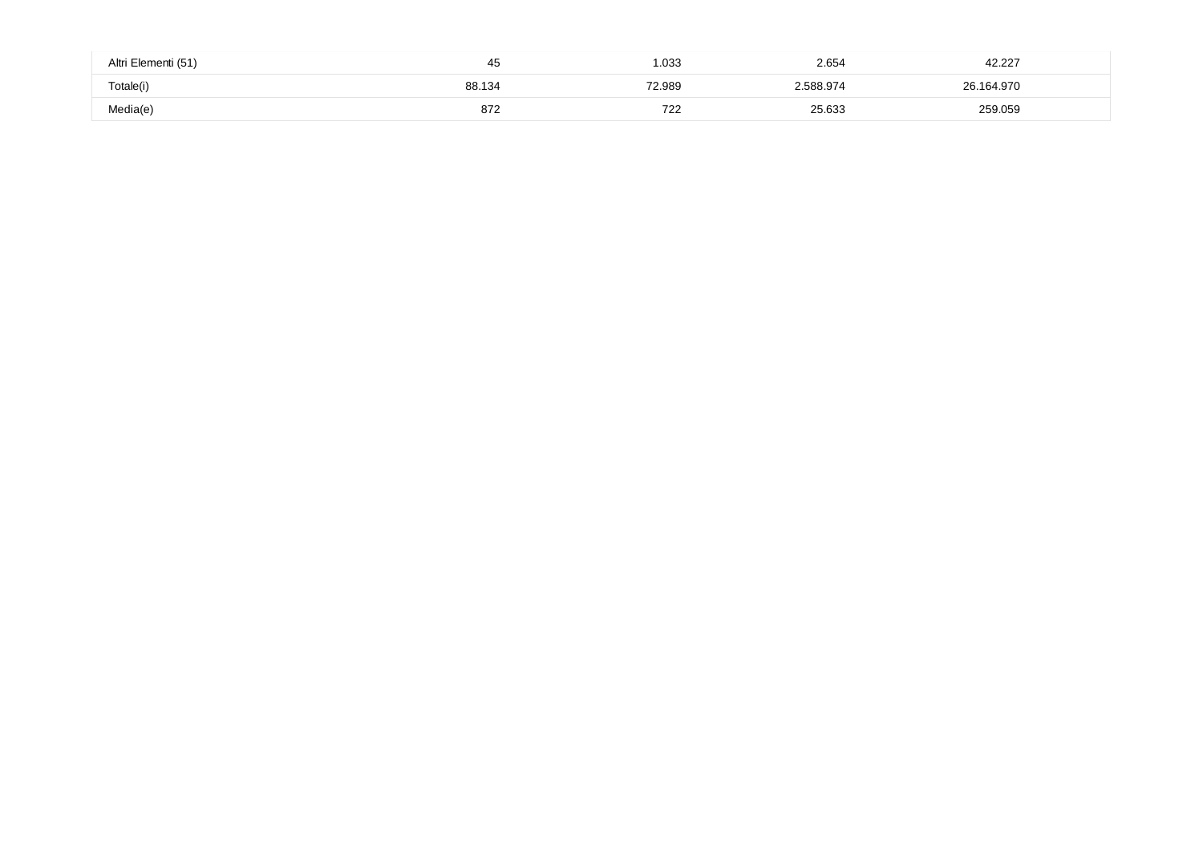| | | | | |
|---|---|---|---|---|
| Altri Elementi (51) | 45 | 1.033 | 2.654 | 42.227 |
| Totale(i) | 88.134 | 72.989 | 2.588.974 | 26.164.970 |
| Media(e) | 872 | 722 | 25.633 | 259.059 |